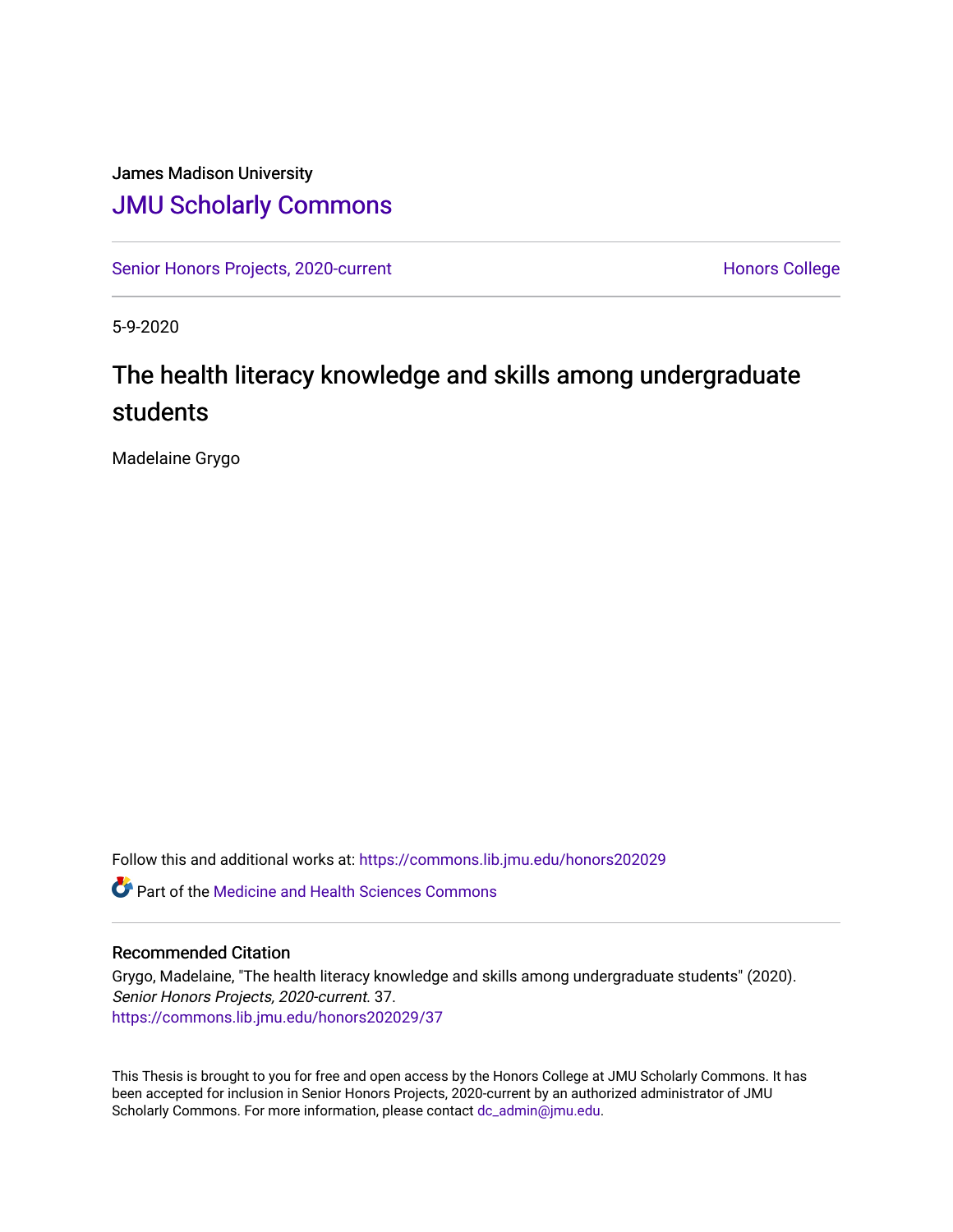James Madison University

# JMU Scholarly Commons

Senior Honors Projects, 2020-current

Honors College

5-9-2020

## The health literacy knowledge and skills among undergraduate students

Madelaine Grygo

Follow this and additional works at: https://commons.lib.jmu.edu/honors202029

Part of the Medicine and Health Sciences Commons

### Recommended Citation

Grygo, Madelaine, "The health literacy knowledge and skills among undergraduate students" (2020). *Senior Honors Projects, 2020-current*. 37.
https://commons.lib.jmu.edu/honors202029/37

This Thesis is brought to you for free and open access by the Honors College at JMU Scholarly Commons. It has been accepted for inclusion in Senior Honors Projects, 2020-current by an authorized administrator of JMU Scholarly Commons. For more information, please contact dc_admin@jmu.edu.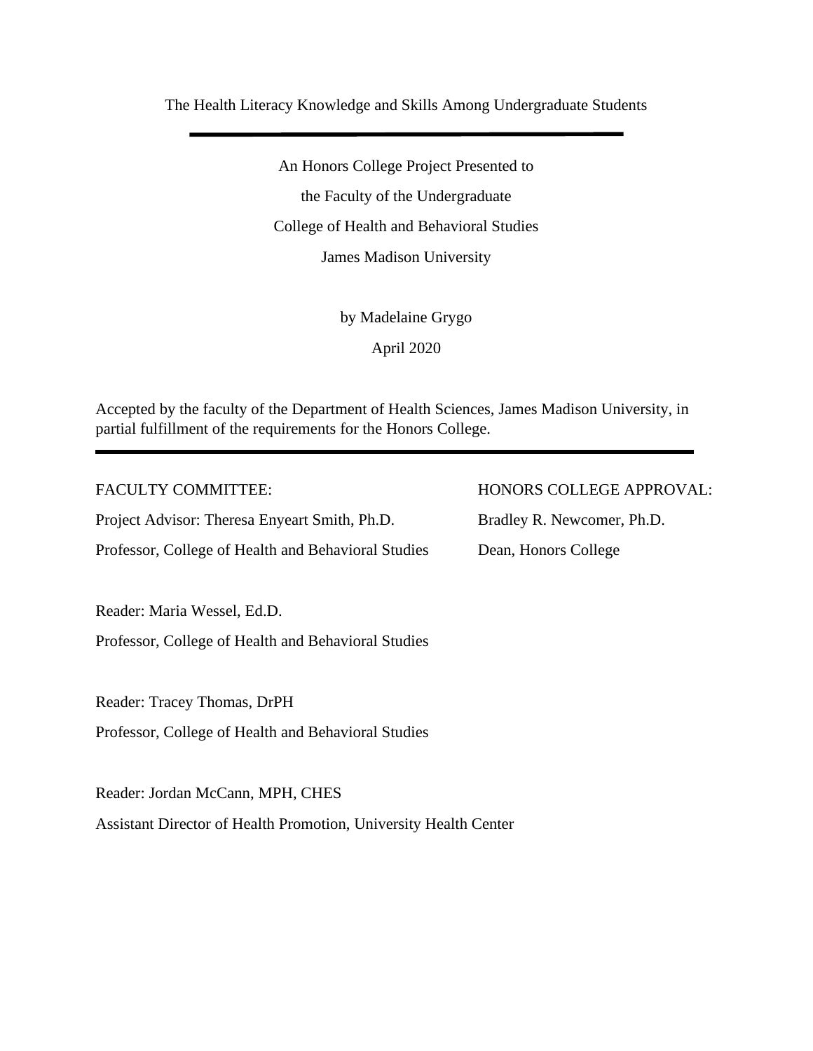# The Health Literacy Knowledge and Skills Among Undergraduate Students

---

An Honors College Project Presented to

the Faculty of the Undergraduate

College of Health and Behavioral Studies

James Madison University

by Madelaine Grygo

April 2020

Accepted by the faculty of the Department of Health Sciences, James Madison University, in partial fulfillment of the requirements for the Honors College.

---

FACULTY COMMITTEE:

Project Advisor: Theresa Enyeart Smith, Ph.D.

Professor, College of Health and Behavioral Studies

Reader: Maria Wessel, Ed.D.

Professor, College of Health and Behavioral Studies

Reader: Tracey Thomas, DrPH

Professor, College of Health and Behavioral Studies

Reader: Jordan McCann, MPH, CHES

Assistant Director of Health Promotion, University Health Center

HONORS COLLEGE APPROVAL:

Bradley R. Newcomer, Ph.D.

Dean, Honors College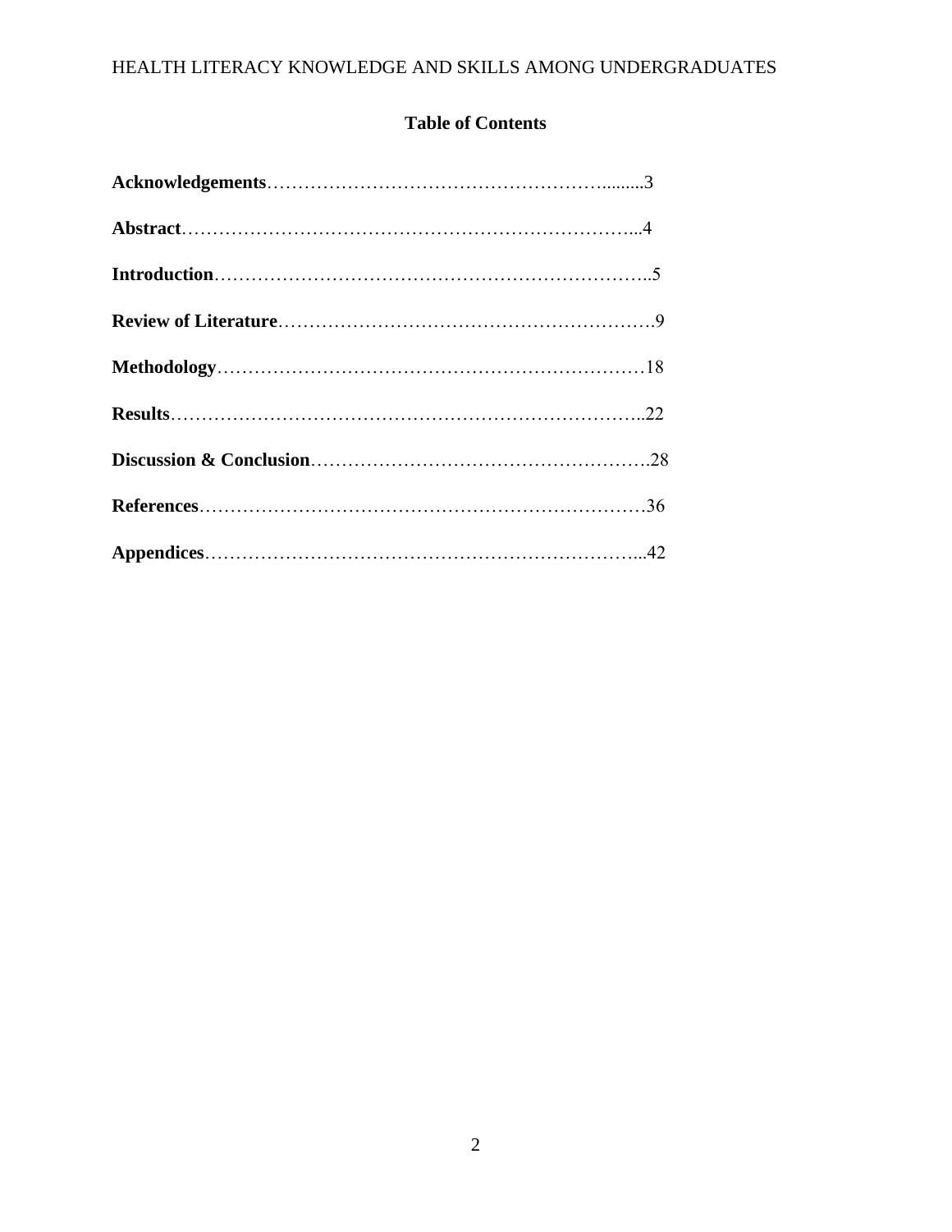## Table of Contents

**Acknowledgements**……………………………………………….........3

**Abstract**………………………………………………………………...4

**Introduction**……………………………………………………………..5

**Review of Literature**…………………………………………………….9

**Methodology**……………………………………………………………18

**Results**…………………………………………………………………..22

**Discussion & Conclusion**……………………………………………….28

**References**………………………………………………………………36

**Appendices**……………………………………………………………...42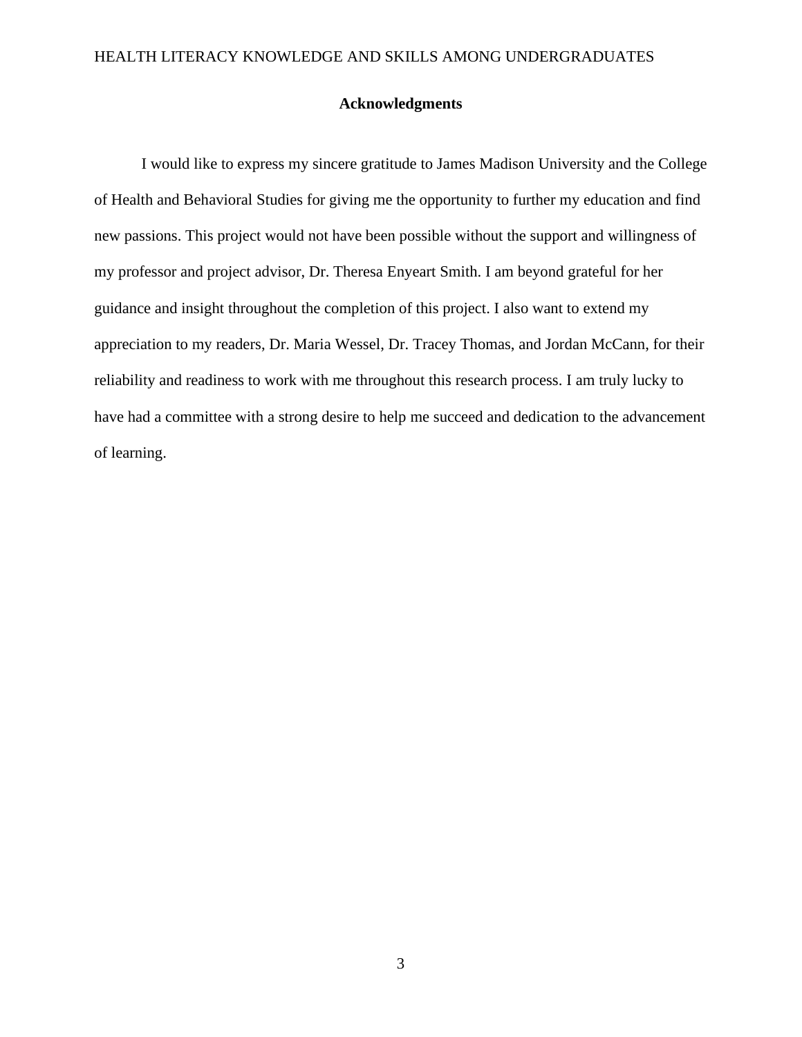# Acknowledgments

I would like to express my sincere gratitude to James Madison University and the College of Health and Behavioral Studies for giving me the opportunity to further my education and find new passions. This project would not have been possible without the support and willingness of my professor and project advisor, Dr. Theresa Enyeart Smith. I am beyond grateful for her guidance and insight throughout the completion of this project. I also want to extend my appreciation to my readers, Dr. Maria Wessel, Dr. Tracey Thomas, and Jordan McCann, for their reliability and readiness to work with me throughout this research process. I am truly lucky to have had a committee with a strong desire to help me succeed and dedication to the advancement of learning.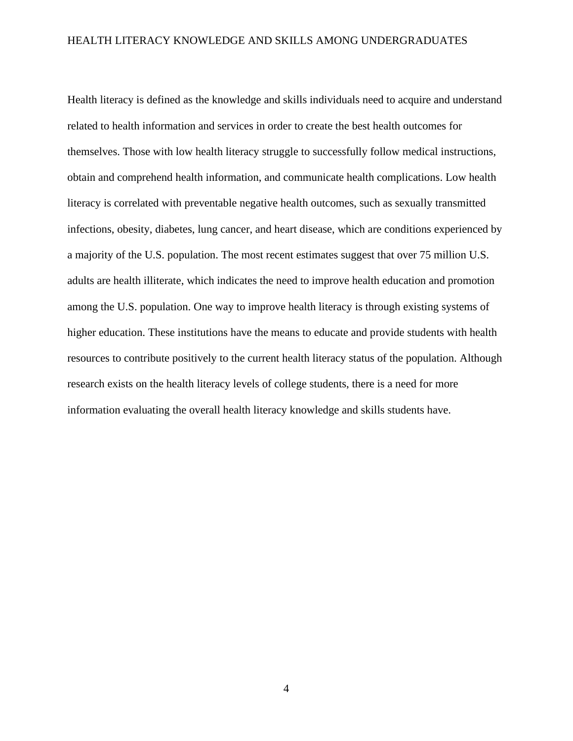Health literacy is defined as the knowledge and skills individuals need to acquire and understand related to health information and services in order to create the best health outcomes for themselves. Those with low health literacy struggle to successfully follow medical instructions, obtain and comprehend health information, and communicate health complications. Low health literacy is correlated with preventable negative health outcomes, such as sexually transmitted infections, obesity, diabetes, lung cancer, and heart disease, which are conditions experienced by a majority of the U.S. population. The most recent estimates suggest that over 75 million U.S. adults are health illiterate, which indicates the need to improve health education and promotion among the U.S. population. One way to improve health literacy is through existing systems of higher education. These institutions have the means to educate and provide students with health resources to contribute positively to the current health literacy status of the population. Although research exists on the health literacy levels of college students, there is a need for more information evaluating the overall health literacy knowledge and skills students have.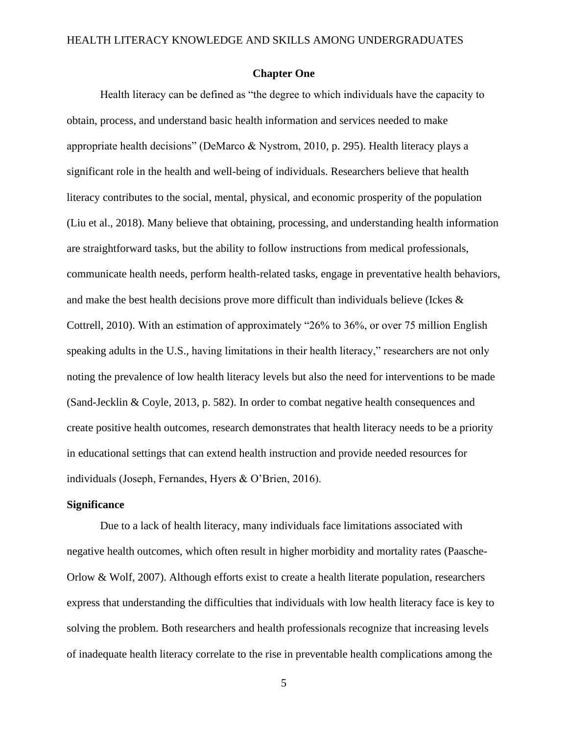## Chapter One

Health literacy can be defined as "the degree to which individuals have the capacity to obtain, process, and understand basic health information and services needed to make appropriate health decisions" (DeMarco & Nystrom, 2010, p. 295). Health literacy plays a significant role in the health and well-being of individuals. Researchers believe that health literacy contributes to the social, mental, physical, and economic prosperity of the population (Liu et al., 2018). Many believe that obtaining, processing, and understanding health information are straightforward tasks, but the ability to follow instructions from medical professionals, communicate health needs, perform health-related tasks, engage in preventative health behaviors, and make the best health decisions prove more difficult than individuals believe (Ickes & Cottrell, 2010). With an estimation of approximately "26% to 36%, or over 75 million English speaking adults in the U.S., having limitations in their health literacy," researchers are not only noting the prevalence of low health literacy levels but also the need for interventions to be made (Sand-Jecklin & Coyle, 2013, p. 582). In order to combat negative health consequences and create positive health outcomes, research demonstrates that health literacy needs to be a priority in educational settings that can extend health instruction and provide needed resources for individuals (Joseph, Fernandes, Hyers & O'Brien, 2016).

### Significance

Due to a lack of health literacy, many individuals face limitations associated with negative health outcomes, which often result in higher morbidity and mortality rates (Paasche-Orlow & Wolf, 2007). Although efforts exist to create a health literate population, researchers express that understanding the difficulties that individuals with low health literacy face is key to solving the problem. Both researchers and health professionals recognize that increasing levels of inadequate health literacy correlate to the rise in preventable health complications among the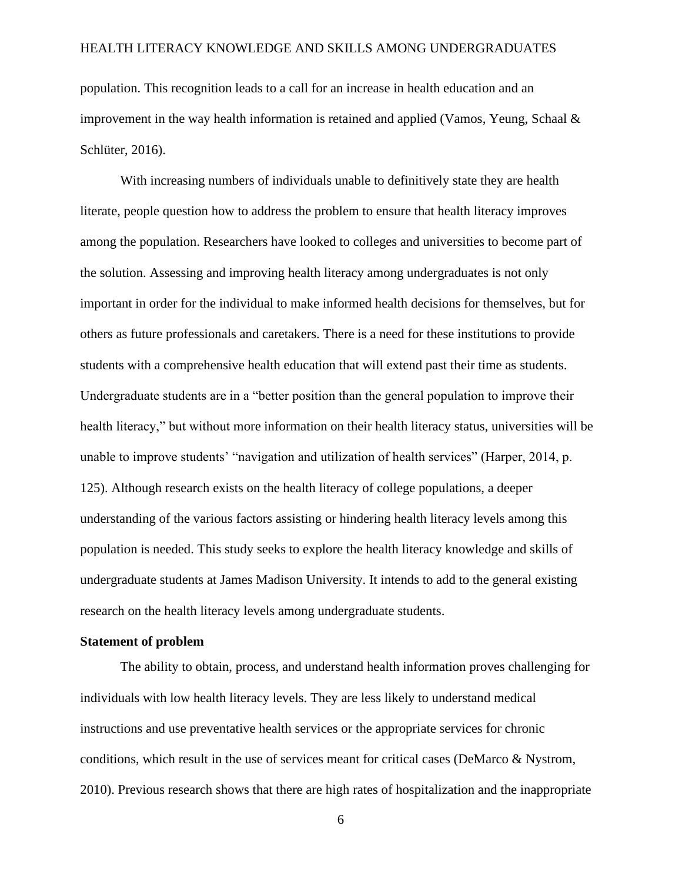population. This recognition leads to a call for an increase in health education and an improvement in the way health information is retained and applied (Vamos, Yeung, Schaal & Schlüter, 2016).

With increasing numbers of individuals unable to definitively state they are health literate, people question how to address the problem to ensure that health literacy improves among the population. Researchers have looked to colleges and universities to become part of the solution. Assessing and improving health literacy among undergraduates is not only important in order for the individual to make informed health decisions for themselves, but for others as future professionals and caretakers. There is a need for these institutions to provide students with a comprehensive health education that will extend past their time as students. Undergraduate students are in a "better position than the general population to improve their health literacy," but without more information on their health literacy status, universities will be unable to improve students' "navigation and utilization of health services" (Harper, 2014, p. 125). Although research exists on the health literacy of college populations, a deeper understanding of the various factors assisting or hindering health literacy levels among this population is needed. This study seeks to explore the health literacy knowledge and skills of undergraduate students at James Madison University. It intends to add to the general existing research on the health literacy levels among undergraduate students.

**Statement of problem**

The ability to obtain, process, and understand health information proves challenging for individuals with low health literacy levels. They are less likely to understand medical instructions and use preventative health services or the appropriate services for chronic conditions, which result in the use of services meant for critical cases (DeMarco & Nystrom, 2010). Previous research shows that there are high rates of hospitalization and the inappropriate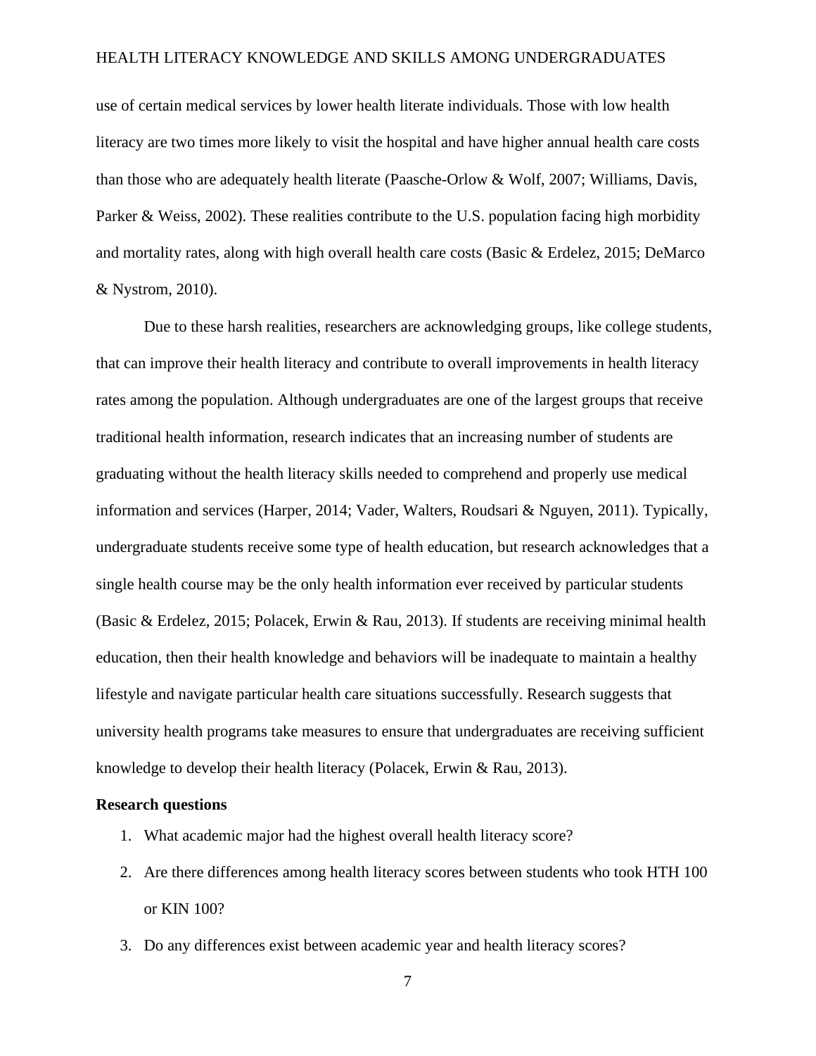use of certain medical services by lower health literate individuals. Those with low health literacy are two times more likely to visit the hospital and have higher annual health care costs than those who are adequately health literate (Paasche-Orlow & Wolf, 2007; Williams, Davis, Parker & Weiss, 2002). These realities contribute to the U.S. population facing high morbidity and mortality rates, along with high overall health care costs (Basic & Erdelez, 2015; DeMarco & Nystrom, 2010).

Due to these harsh realities, researchers are acknowledging groups, like college students, that can improve their health literacy and contribute to overall improvements in health literacy rates among the population. Although undergraduates are one of the largest groups that receive traditional health information, research indicates that an increasing number of students are graduating without the health literacy skills needed to comprehend and properly use medical information and services (Harper, 2014; Vader, Walters, Roudsari & Nguyen, 2011). Typically, undergraduate students receive some type of health education, but research acknowledges that a single health course may be the only health information ever received by particular students (Basic & Erdelez, 2015; Polacek, Erwin & Rau, 2013). If students are receiving minimal health education, then their health knowledge and behaviors will be inadequate to maintain a healthy lifestyle and navigate particular health care situations successfully. Research suggests that university health programs take measures to ensure that undergraduates are receiving sufficient knowledge to develop their health literacy (Polacek, Erwin & Rau, 2013).

**Research questions**

1. What academic major had the highest overall health literacy score?
2. Are there differences among health literacy scores between students who took HTH 100 or KIN 100?
3. Do any differences exist between academic year and health literacy scores?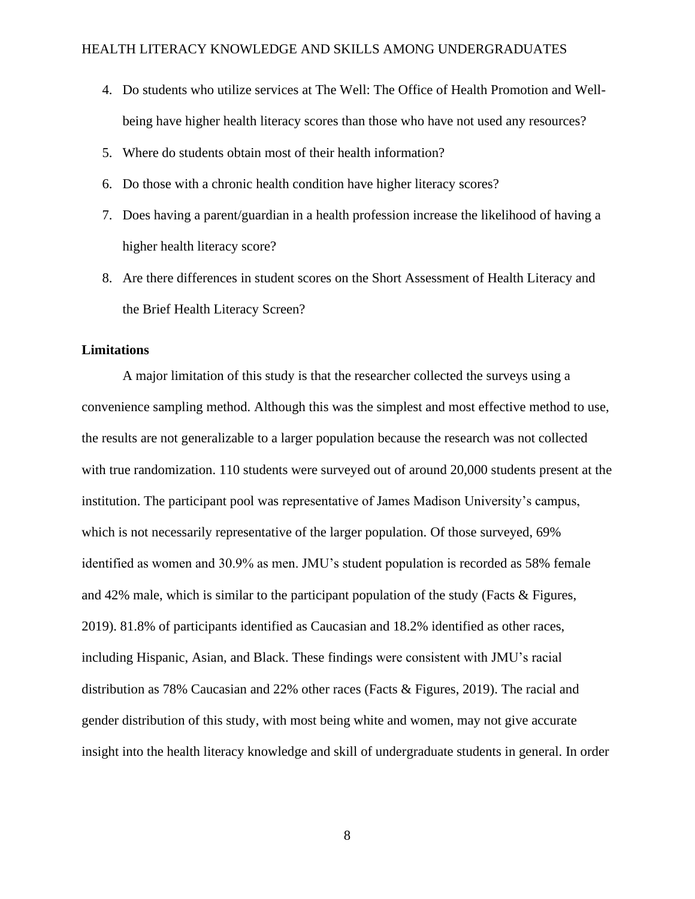4. Do students who utilize services at The Well: The Office of Health Promotion and Well-being have higher health literacy scores than those who have not used any resources?
5. Where do students obtain most of their health information?
6. Do those with a chronic health condition have higher literacy scores?
7. Does having a parent/guardian in a health profession increase the likelihood of having a higher health literacy score?
8. Are there differences in student scores on the Short Assessment of Health Literacy and the Brief Health Literacy Screen?

**Limitations**

A major limitation of this study is that the researcher collected the surveys using a convenience sampling method. Although this was the simplest and most effective method to use, the results are not generalizable to a larger population because the research was not collected with true randomization. 110 students were surveyed out of around 20,000 students present at the institution. The participant pool was representative of James Madison University's campus, which is not necessarily representative of the larger population. Of those surveyed, 69% identified as women and 30.9% as men. JMU's student population is recorded as 58% female and 42% male, which is similar to the participant population of the study (Facts & Figures, 2019). 81.8% of participants identified as Caucasian and 18.2% identified as other races, including Hispanic, Asian, and Black. These findings were consistent with JMU's racial distribution as 78% Caucasian and 22% other races (Facts & Figures, 2019). The racial and gender distribution of this study, with most being white and women, may not give accurate insight into the health literacy knowledge and skill of undergraduate students in general. In order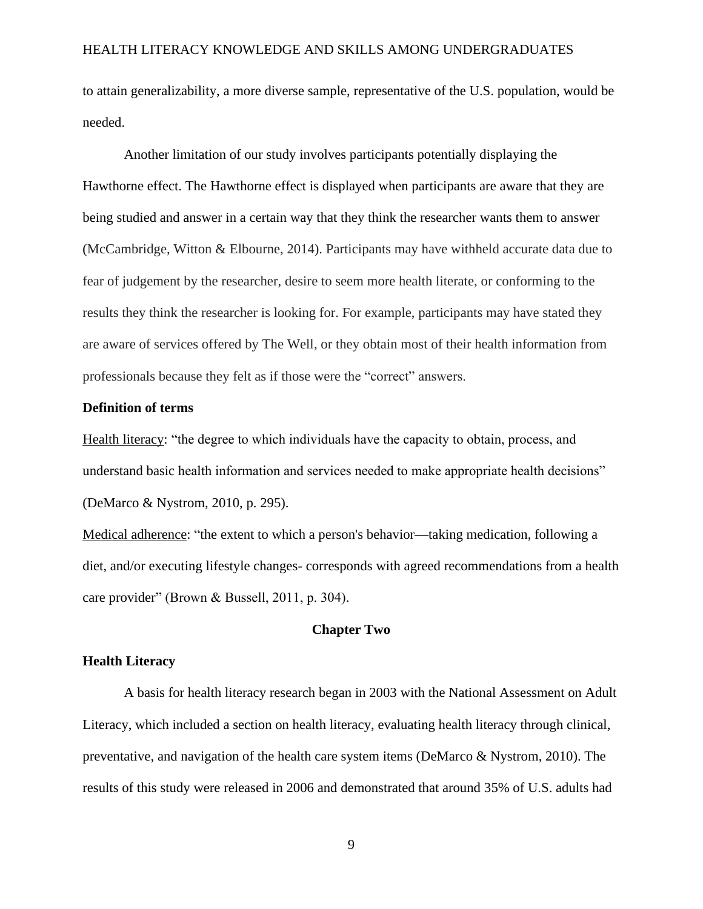to attain generalizability, a more diverse sample, representative of the U.S. population, would be needed.

Another limitation of our study involves participants potentially displaying the Hawthorne effect. The Hawthorne effect is displayed when participants are aware that they are being studied and answer in a certain way that they think the researcher wants them to answer (McCambridge, Witton & Elbourne, 2014). Participants may have withheld accurate data due to fear of judgement by the researcher, desire to seem more health literate, or conforming to the results they think the researcher is looking for. For example, participants may have stated they are aware of services offered by The Well, or they obtain most of their health information from professionals because they felt as if those were the "correct" answers.

**Definition of terms**

Health literacy: "the degree to which individuals have the capacity to obtain, process, and understand basic health information and services needed to make appropriate health decisions" (DeMarco & Nystrom, 2010, p. 295).

Medical adherence: "the extent to which a person's behavior—taking medication, following a diet, and/or executing lifestyle changes- corresponds with agreed recommendations from a health care provider" (Brown & Bussell, 2011, p. 304).

## Chapter Two

**Health Literacy**

A basis for health literacy research began in 2003 with the National Assessment on Adult Literacy, which included a section on health literacy, evaluating health literacy through clinical, preventative, and navigation of the health care system items (DeMarco & Nystrom, 2010). The results of this study were released in 2006 and demonstrated that around 35% of U.S. adults had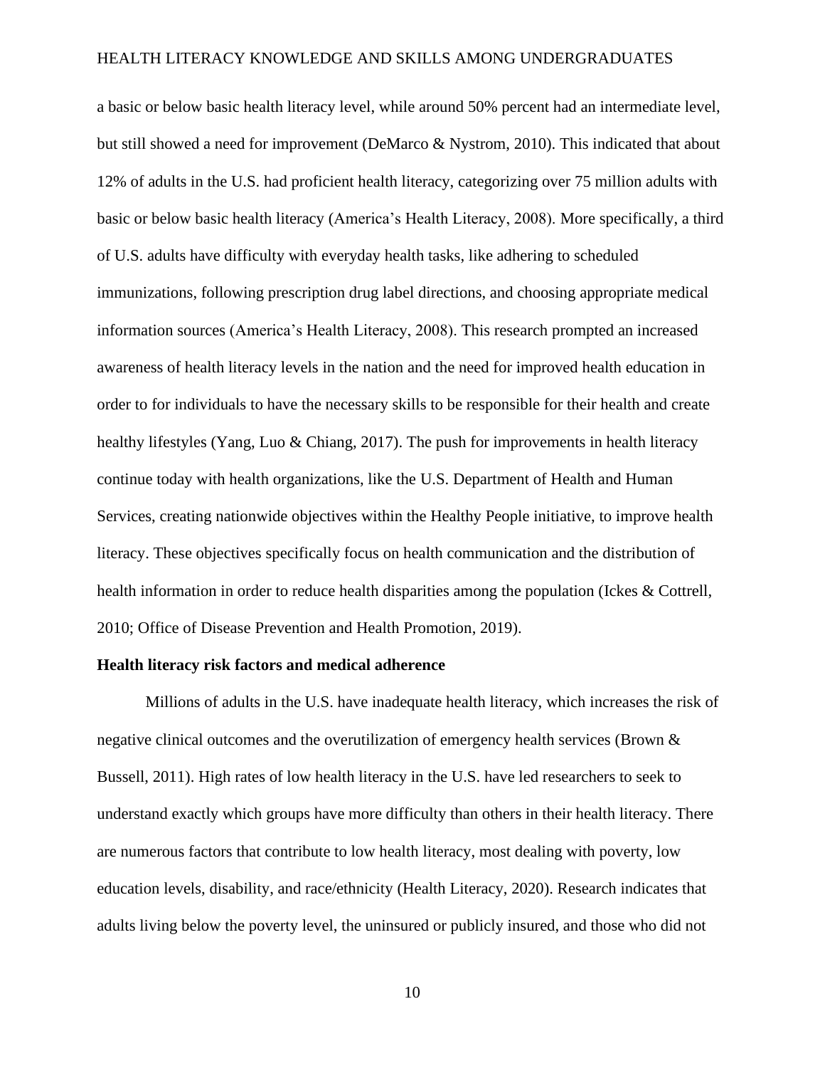a basic or below basic health literacy level, while around 50% percent had an intermediate level, but still showed a need for improvement (DeMarco & Nystrom, 2010). This indicated that about 12% of adults in the U.S. had proficient health literacy, categorizing over 75 million adults with basic or below basic health literacy (America's Health Literacy, 2008). More specifically, a third of U.S. adults have difficulty with everyday health tasks, like adhering to scheduled immunizations, following prescription drug label directions, and choosing appropriate medical information sources (America's Health Literacy, 2008). This research prompted an increased awareness of health literacy levels in the nation and the need for improved health education in order to for individuals to have the necessary skills to be responsible for their health and create healthy lifestyles (Yang, Luo & Chiang, 2017). The push for improvements in health literacy continue today with health organizations, like the U.S. Department of Health and Human Services, creating nationwide objectives within the Healthy People initiative, to improve health literacy. These objectives specifically focus on health communication and the distribution of health information in order to reduce health disparities among the population (Ickes & Cottrell, 2010; Office of Disease Prevention and Health Promotion, 2019).

**Health literacy risk factors and medical adherence**

Millions of adults in the U.S. have inadequate health literacy, which increases the risk of negative clinical outcomes and the overutilization of emergency health services (Brown & Bussell, 2011). High rates of low health literacy in the U.S. have led researchers to seek to understand exactly which groups have more difficulty than others in their health literacy. There are numerous factors that contribute to low health literacy, most dealing with poverty, low education levels, disability, and race/ethnicity (Health Literacy, 2020). Research indicates that adults living below the poverty level, the uninsured or publicly insured, and those who did not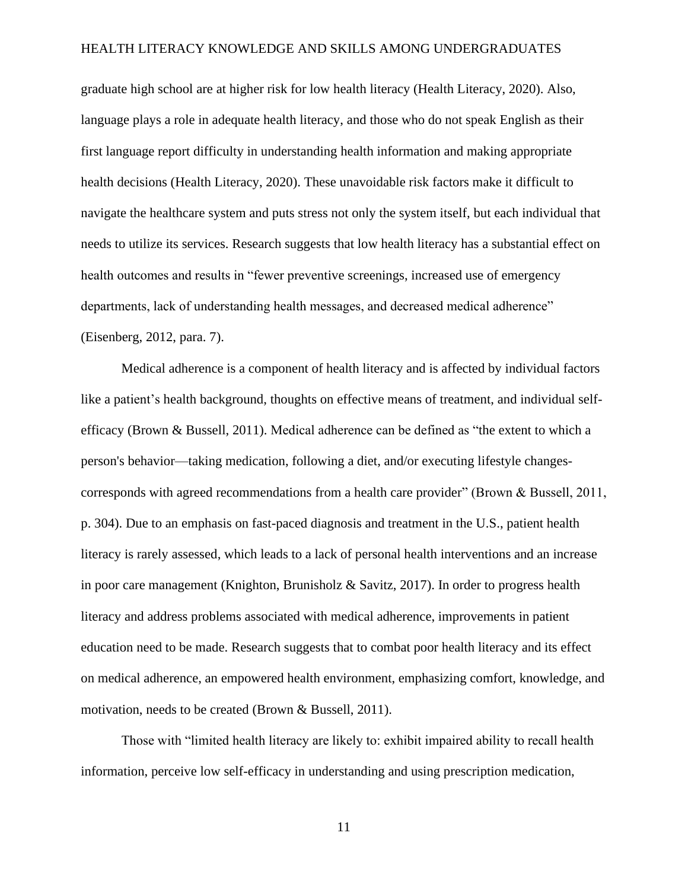graduate high school are at higher risk for low health literacy (Health Literacy, 2020). Also, language plays a role in adequate health literacy, and those who do not speak English as their first language report difficulty in understanding health information and making appropriate health decisions (Health Literacy, 2020). These unavoidable risk factors make it difficult to navigate the healthcare system and puts stress not only the system itself, but each individual that needs to utilize its services. Research suggests that low health literacy has a substantial effect on health outcomes and results in "fewer preventive screenings, increased use of emergency departments, lack of understanding health messages, and decreased medical adherence" (Eisenberg, 2012, para. 7).

Medical adherence is a component of health literacy and is affected by individual factors like a patient's health background, thoughts on effective means of treatment, and individual self-efficacy (Brown & Bussell, 2011). Medical adherence can be defined as "the extent to which a person's behavior—taking medication, following a diet, and/or executing lifestyle changes-corresponds with agreed recommendations from a health care provider" (Brown & Bussell, 2011, p. 304). Due to an emphasis on fast-paced diagnosis and treatment in the U.S., patient health literacy is rarely assessed, which leads to a lack of personal health interventions and an increase in poor care management (Knighton, Brunisholz & Savitz, 2017). In order to progress health literacy and address problems associated with medical adherence, improvements in patient education need to be made. Research suggests that to combat poor health literacy and its effect on medical adherence, an empowered health environment, emphasizing comfort, knowledge, and motivation, needs to be created (Brown & Bussell, 2011).

Those with "limited health literacy are likely to: exhibit impaired ability to recall health information, perceive low self-efficacy in understanding and using prescription medication,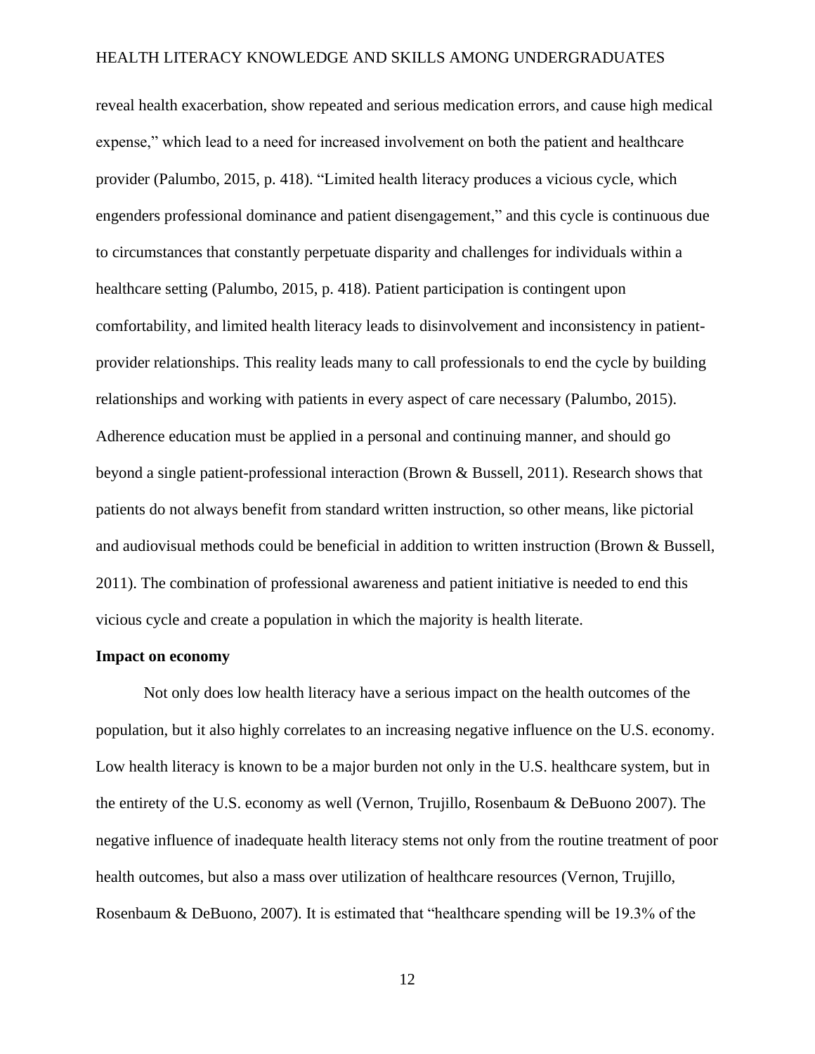reveal health exacerbation, show repeated and serious medication errors, and cause high medical expense," which lead to a need for increased involvement on both the patient and healthcare provider (Palumbo, 2015, p. 418). "Limited health literacy produces a vicious cycle, which engenders professional dominance and patient disengagement," and this cycle is continuous due to circumstances that constantly perpetuate disparity and challenges for individuals within a healthcare setting (Palumbo, 2015, p. 418). Patient participation is contingent upon comfortability, and limited health literacy leads to disinvolvement and inconsistency in patient-provider relationships. This reality leads many to call professionals to end the cycle by building relationships and working with patients in every aspect of care necessary (Palumbo, 2015). Adherence education must be applied in a personal and continuing manner, and should go beyond a single patient-professional interaction (Brown & Bussell, 2011). Research shows that patients do not always benefit from standard written instruction, so other means, like pictorial and audiovisual methods could be beneficial in addition to written instruction (Brown & Bussell, 2011). The combination of professional awareness and patient initiative is needed to end this vicious cycle and create a population in which the majority is health literate.

**Impact on economy**

Not only does low health literacy have a serious impact on the health outcomes of the population, but it also highly correlates to an increasing negative influence on the U.S. economy. Low health literacy is known to be a major burden not only in the U.S. healthcare system, but in the entirety of the U.S. economy as well (Vernon, Trujillo, Rosenbaum & DeBuono 2007). The negative influence of inadequate health literacy stems not only from the routine treatment of poor health outcomes, but also a mass over utilization of healthcare resources (Vernon, Trujillo, Rosenbaum & DeBuono, 2007). It is estimated that "healthcare spending will be 19.3% of the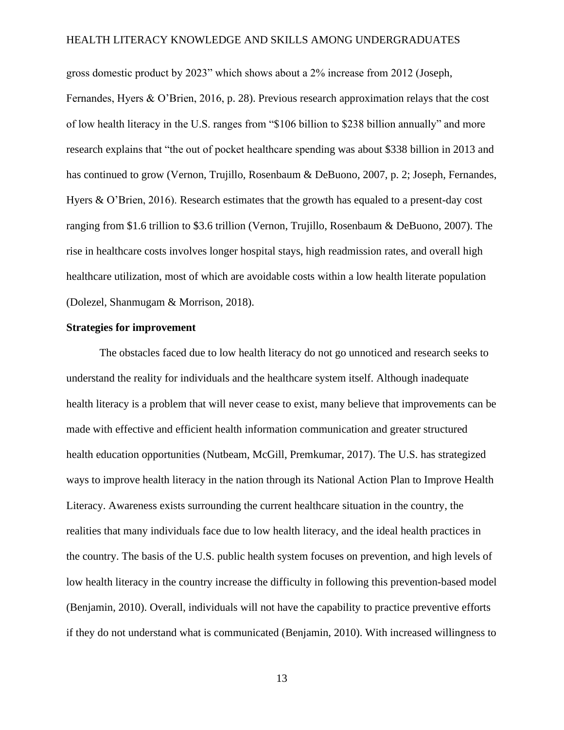gross domestic product by 2023" which shows about a 2% increase from 2012 (Joseph, Fernandes, Hyers & O'Brien, 2016, p. 28). Previous research approximation relays that the cost of low health literacy in the U.S. ranges from "$106 billion to $238 billion annually" and more research explains that "the out of pocket healthcare spending was about $338 billion in 2013 and has continued to grow (Vernon, Trujillo, Rosenbaum & DeBuono, 2007, p. 2; Joseph, Fernandes, Hyers & O'Brien, 2016). Research estimates that the growth has equaled to a present-day cost ranging from $1.6 trillion to $3.6 trillion (Vernon, Trujillo, Rosenbaum & DeBuono, 2007). The rise in healthcare costs involves longer hospital stays, high readmission rates, and overall high healthcare utilization, most of which are avoidable costs within a low health literate population (Dolezel, Shanmugam & Morrison, 2018).

**Strategies for improvement**

The obstacles faced due to low health literacy do not go unnoticed and research seeks to understand the reality for individuals and the healthcare system itself. Although inadequate health literacy is a problem that will never cease to exist, many believe that improvements can be made with effective and efficient health information communication and greater structured health education opportunities (Nutbeam, McGill, Premkumar, 2017). The U.S. has strategized ways to improve health literacy in the nation through its National Action Plan to Improve Health Literacy. Awareness exists surrounding the current healthcare situation in the country, the realities that many individuals face due to low health literacy, and the ideal health practices in the country. The basis of the U.S. public health system focuses on prevention, and high levels of low health literacy in the country increase the difficulty in following this prevention-based model (Benjamin, 2010). Overall, individuals will not have the capability to practice preventive efforts if they do not understand what is communicated (Benjamin, 2010). With increased willingness to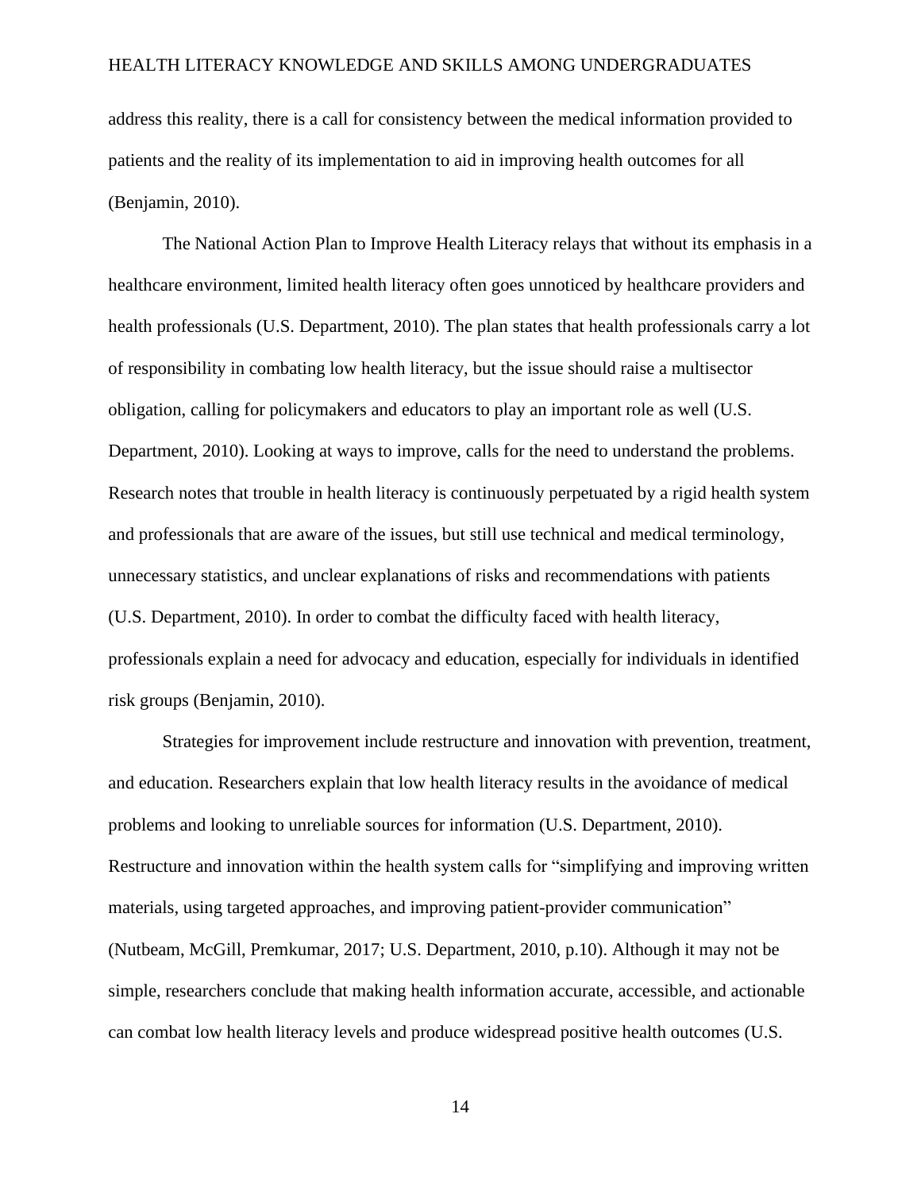address this reality, there is a call for consistency between the medical information provided to patients and the reality of its implementation to aid in improving health outcomes for all (Benjamin, 2010).

The National Action Plan to Improve Health Literacy relays that without its emphasis in a healthcare environment, limited health literacy often goes unnoticed by healthcare providers and health professionals (U.S. Department, 2010). The plan states that health professionals carry a lot of responsibility in combating low health literacy, but the issue should raise a multisector obligation, calling for policymakers and educators to play an important role as well (U.S. Department, 2010). Looking at ways to improve, calls for the need to understand the problems. Research notes that trouble in health literacy is continuously perpetuated by a rigid health system and professionals that are aware of the issues, but still use technical and medical terminology, unnecessary statistics, and unclear explanations of risks and recommendations with patients (U.S. Department, 2010). In order to combat the difficulty faced with health literacy, professionals explain a need for advocacy and education, especially for individuals in identified risk groups (Benjamin, 2010).

Strategies for improvement include restructure and innovation with prevention, treatment, and education. Researchers explain that low health literacy results in the avoidance of medical problems and looking to unreliable sources for information (U.S. Department, 2010). Restructure and innovation within the health system calls for "simplifying and improving written materials, using targeted approaches, and improving patient-provider communication" (Nutbeam, McGill, Premkumar, 2017; U.S. Department, 2010, p.10). Although it may not be simple, researchers conclude that making health information accurate, accessible, and actionable can combat low health literacy levels and produce widespread positive health outcomes (U.S.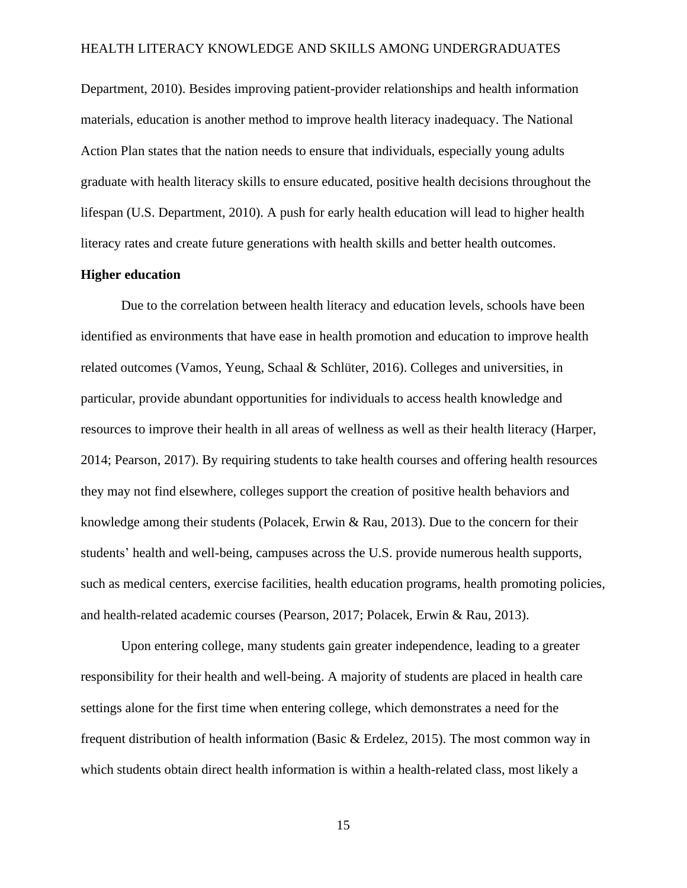Department, 2010). Besides improving patient-provider relationships and health information materials, education is another method to improve health literacy inadequacy. The National Action Plan states that the nation needs to ensure that individuals, especially young adults graduate with health literacy skills to ensure educated, positive health decisions throughout the lifespan (U.S. Department, 2010). A push for early health education will lead to higher health literacy rates and create future generations with health skills and better health outcomes.

**Higher education**

Due to the correlation between health literacy and education levels, schools have been identified as environments that have ease in health promotion and education to improve health related outcomes (Vamos, Yeung, Schaal & Schlüter, 2016). Colleges and universities, in particular, provide abundant opportunities for individuals to access health knowledge and resources to improve their health in all areas of wellness as well as their health literacy (Harper, 2014; Pearson, 2017). By requiring students to take health courses and offering health resources they may not find elsewhere, colleges support the creation of positive health behaviors and knowledge among their students (Polacek, Erwin & Rau, 2013). Due to the concern for their students' health and well-being, campuses across the U.S. provide numerous health supports, such as medical centers, exercise facilities, health education programs, health promoting policies, and health-related academic courses (Pearson, 2017; Polacek, Erwin & Rau, 2013).

Upon entering college, many students gain greater independence, leading to a greater responsibility for their health and well-being. A majority of students are placed in health care settings alone for the first time when entering college, which demonstrates a need for the frequent distribution of health information (Basic & Erdelez, 2015). The most common way in which students obtain direct health information is within a health-related class, most likely a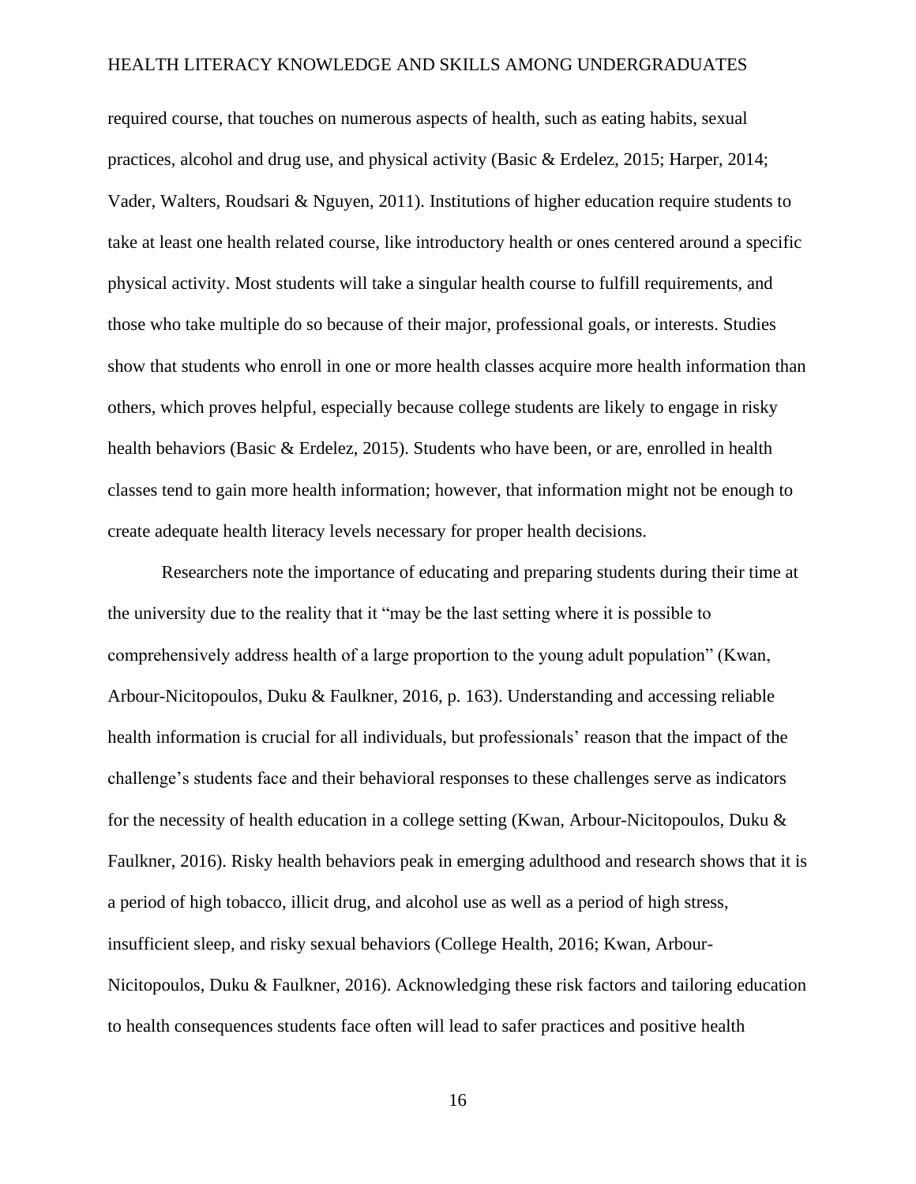required course, that touches on numerous aspects of health, such as eating habits, sexual practices, alcohol and drug use, and physical activity (Basic & Erdelez, 2015; Harper, 2014; Vader, Walters, Roudsari & Nguyen, 2011). Institutions of higher education require students to take at least one health related course, like introductory health or ones centered around a specific physical activity. Most students will take a singular health course to fulfill requirements, and those who take multiple do so because of their major, professional goals, or interests. Studies show that students who enroll in one or more health classes acquire more health information than others, which proves helpful, especially because college students are likely to engage in risky health behaviors (Basic & Erdelez, 2015). Students who have been, or are, enrolled in health classes tend to gain more health information; however, that information might not be enough to create adequate health literacy levels necessary for proper health decisions.

Researchers note the importance of educating and preparing students during their time at the university due to the reality that it "may be the last setting where it is possible to comprehensively address health of a large proportion to the young adult population" (Kwan, Arbour-Nicitopoulos, Duku & Faulkner, 2016, p. 163). Understanding and accessing reliable health information is crucial for all individuals, but professionals' reason that the impact of the challenge's students face and their behavioral responses to these challenges serve as indicators for the necessity of health education in a college setting (Kwan, Arbour-Nicitopoulos, Duku & Faulkner, 2016). Risky health behaviors peak in emerging adulthood and research shows that it is a period of high tobacco, illicit drug, and alcohol use as well as a period of high stress, insufficient sleep, and risky sexual behaviors (College Health, 2016; Kwan, Arbour-Nicitopoulos, Duku & Faulkner, 2016). Acknowledging these risk factors and tailoring education to health consequences students face often will lead to safer practices and positive health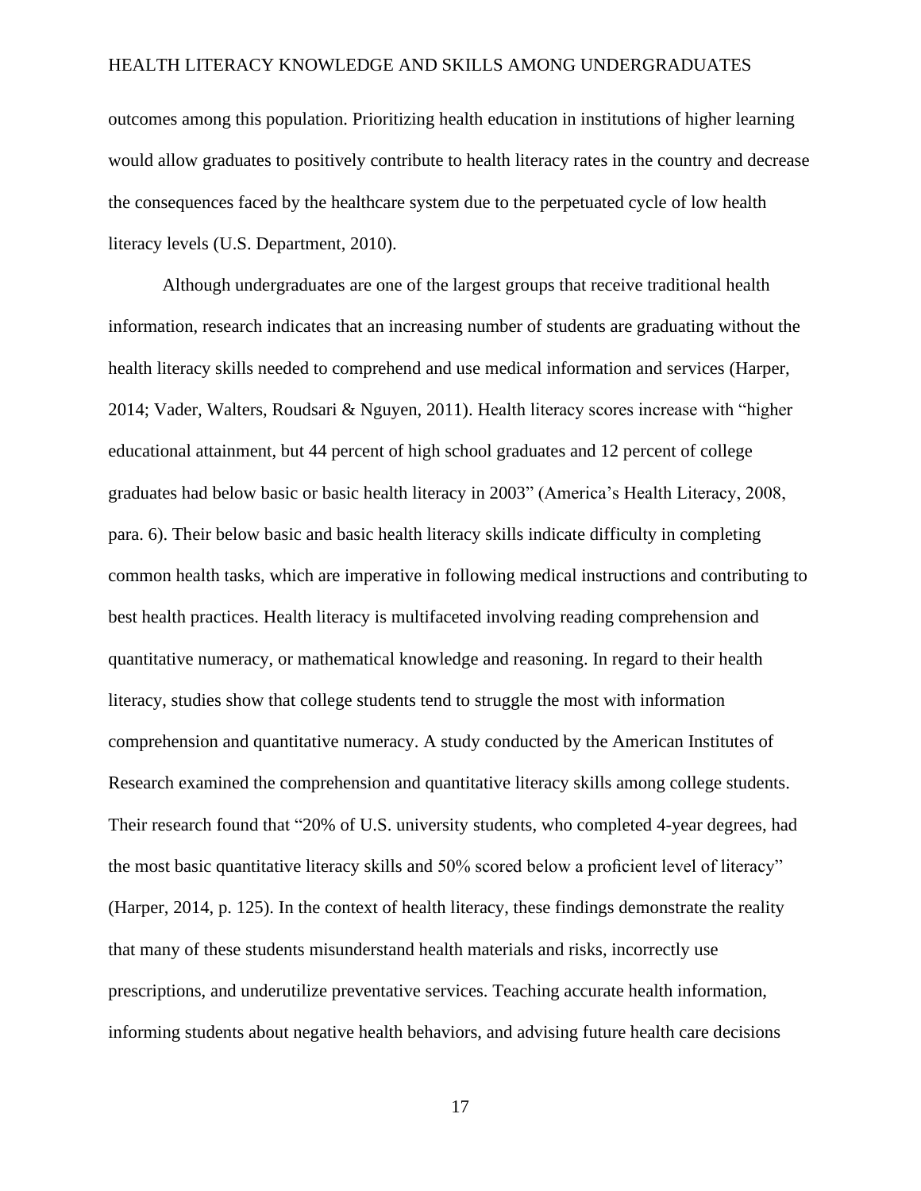outcomes among this population. Prioritizing health education in institutions of higher learning would allow graduates to positively contribute to health literacy rates in the country and decrease the consequences faced by the healthcare system due to the perpetuated cycle of low health literacy levels (U.S. Department, 2010).

Although undergraduates are one of the largest groups that receive traditional health information, research indicates that an increasing number of students are graduating without the health literacy skills needed to comprehend and use medical information and services (Harper, 2014; Vader, Walters, Roudsari & Nguyen, 2011). Health literacy scores increase with "higher educational attainment, but 44 percent of high school graduates and 12 percent of college graduates had below basic or basic health literacy in 2003" (America's Health Literacy, 2008, para. 6). Their below basic and basic health literacy skills indicate difficulty in completing common health tasks, which are imperative in following medical instructions and contributing to best health practices. Health literacy is multifaceted involving reading comprehension and quantitative numeracy, or mathematical knowledge and reasoning. In regard to their health literacy, studies show that college students tend to struggle the most with information comprehension and quantitative numeracy. A study conducted by the American Institutes of Research examined the comprehension and quantitative literacy skills among college students. Their research found that "20% of U.S. university students, who completed 4-year degrees, had the most basic quantitative literacy skills and 50% scored below a proficient level of literacy" (Harper, 2014, p. 125). In the context of health literacy, these findings demonstrate the reality that many of these students misunderstand health materials and risks, incorrectly use prescriptions, and underutilize preventative services. Teaching accurate health information, informing students about negative health behaviors, and advising future health care decisions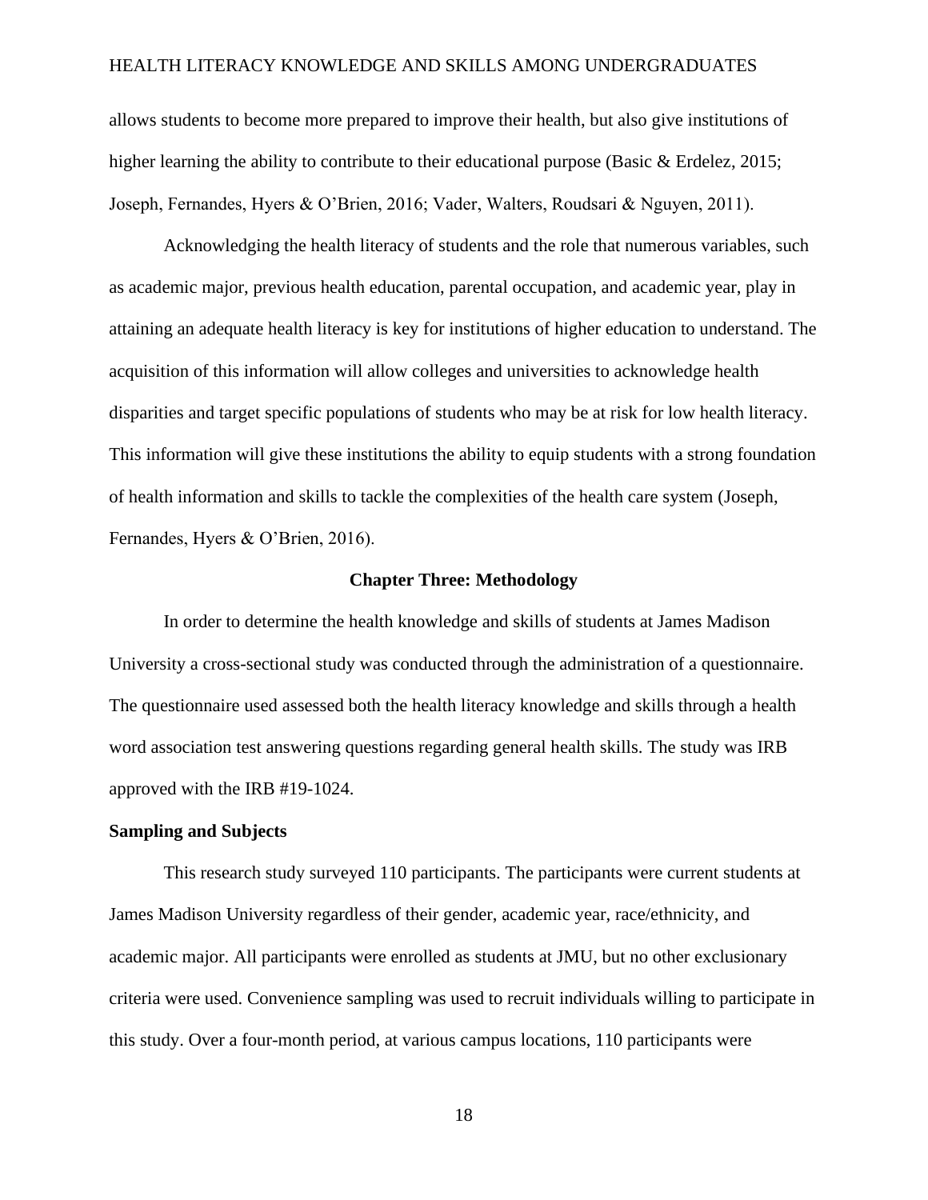allows students to become more prepared to improve their health, but also give institutions of higher learning the ability to contribute to their educational purpose (Basic & Erdelez, 2015; Joseph, Fernandes, Hyers & O'Brien, 2016; Vader, Walters, Roudsari & Nguyen, 2011).

Acknowledging the health literacy of students and the role that numerous variables, such as academic major, previous health education, parental occupation, and academic year, play in attaining an adequate health literacy is key for institutions of higher education to understand. The acquisition of this information will allow colleges and universities to acknowledge health disparities and target specific populations of students who may be at risk for low health literacy. This information will give these institutions the ability to equip students with a strong foundation of health information and skills to tackle the complexities of the health care system (Joseph, Fernandes, Hyers & O'Brien, 2016).

## Chapter Three: Methodology

In order to determine the health knowledge and skills of students at James Madison University a cross-sectional study was conducted through the administration of a questionnaire. The questionnaire used assessed both the health literacy knowledge and skills through a health word association test answering questions regarding general health skills. The study was IRB approved with the IRB #19-1024.

### Sampling and Subjects

This research study surveyed 110 participants. The participants were current students at James Madison University regardless of their gender, academic year, race/ethnicity, and academic major. All participants were enrolled as students at JMU, but no other exclusionary criteria were used. Convenience sampling was used to recruit individuals willing to participate in this study. Over a four-month period, at various campus locations, 110 participants were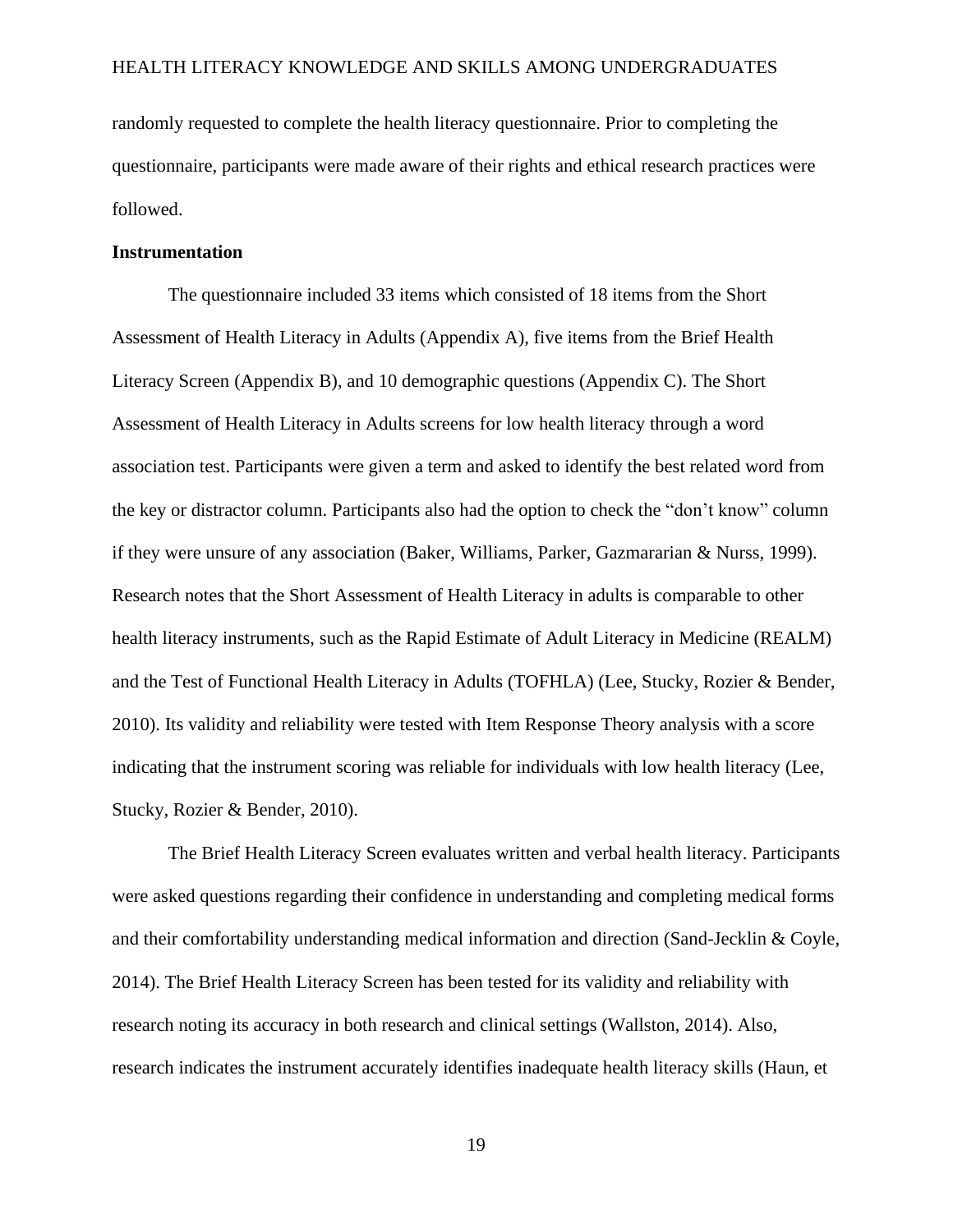randomly requested to complete the health literacy questionnaire. Prior to completing the questionnaire, participants were made aware of their rights and ethical research practices were followed.

**Instrumentation**

The questionnaire included 33 items which consisted of 18 items from the Short Assessment of Health Literacy in Adults (Appendix A), five items from the Brief Health Literacy Screen (Appendix B), and 10 demographic questions (Appendix C). The Short Assessment of Health Literacy in Adults screens for low health literacy through a word association test. Participants were given a term and asked to identify the best related word from the key or distractor column. Participants also had the option to check the "don't know" column if they were unsure of any association (Baker, Williams, Parker, Gazmararian & Nurss, 1999). Research notes that the Short Assessment of Health Literacy in adults is comparable to other health literacy instruments, such as the Rapid Estimate of Adult Literacy in Medicine (REALM) and the Test of Functional Health Literacy in Adults (TOFHLA) (Lee, Stucky, Rozier & Bender, 2010). Its validity and reliability were tested with Item Response Theory analysis with a score indicating that the instrument scoring was reliable for individuals with low health literacy (Lee, Stucky, Rozier & Bender, 2010).

The Brief Health Literacy Screen evaluates written and verbal health literacy. Participants were asked questions regarding their confidence in understanding and completing medical forms and their comfortability understanding medical information and direction (Sand-Jecklin & Coyle, 2014). The Brief Health Literacy Screen has been tested for its validity and reliability with research noting its accuracy in both research and clinical settings (Wallston, 2014). Also, research indicates the instrument accurately identifies inadequate health literacy skills (Haun, et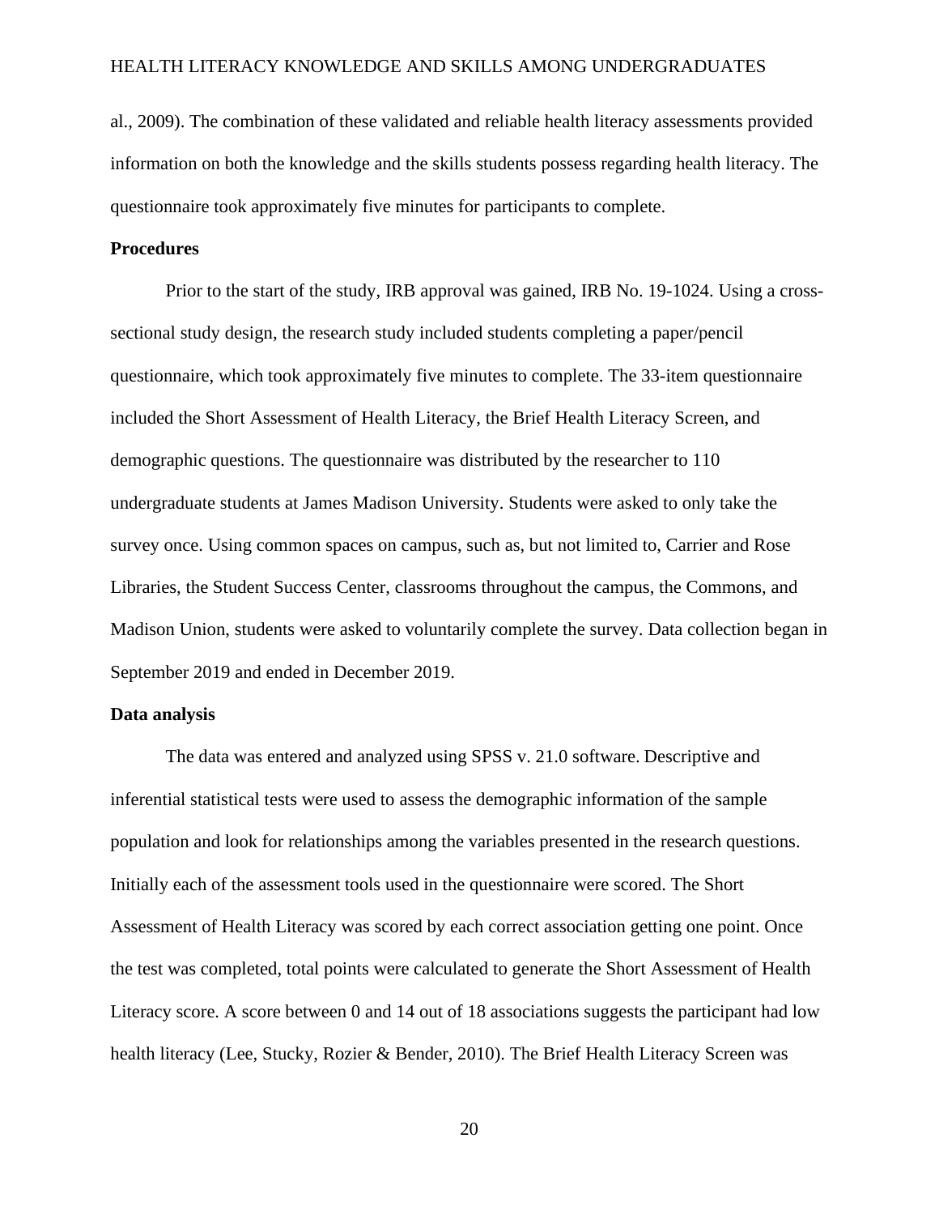al., 2009). The combination of these validated and reliable health literacy assessments provided information on both the knowledge and the skills students possess regarding health literacy. The questionnaire took approximately five minutes for participants to complete.

**Procedures**

Prior to the start of the study, IRB approval was gained, IRB No. 19-1024. Using a cross-sectional study design, the research study included students completing a paper/pencil questionnaire, which took approximately five minutes to complete. The 33-item questionnaire included the Short Assessment of Health Literacy, the Brief Health Literacy Screen, and demographic questions. The questionnaire was distributed by the researcher to 110 undergraduate students at James Madison University. Students were asked to only take the survey once. Using common spaces on campus, such as, but not limited to, Carrier and Rose Libraries, the Student Success Center, classrooms throughout the campus, the Commons, and Madison Union, students were asked to voluntarily complete the survey. Data collection began in September 2019 and ended in December 2019.

**Data analysis**

The data was entered and analyzed using SPSS v. 21.0 software. Descriptive and inferential statistical tests were used to assess the demographic information of the sample population and look for relationships among the variables presented in the research questions. Initially each of the assessment tools used in the questionnaire were scored. The Short Assessment of Health Literacy was scored by each correct association getting one point. Once the test was completed, total points were calculated to generate the Short Assessment of Health Literacy score. A score between 0 and 14 out of 18 associations suggests the participant had low health literacy (Lee, Stucky, Rozier & Bender, 2010). The Brief Health Literacy Screen was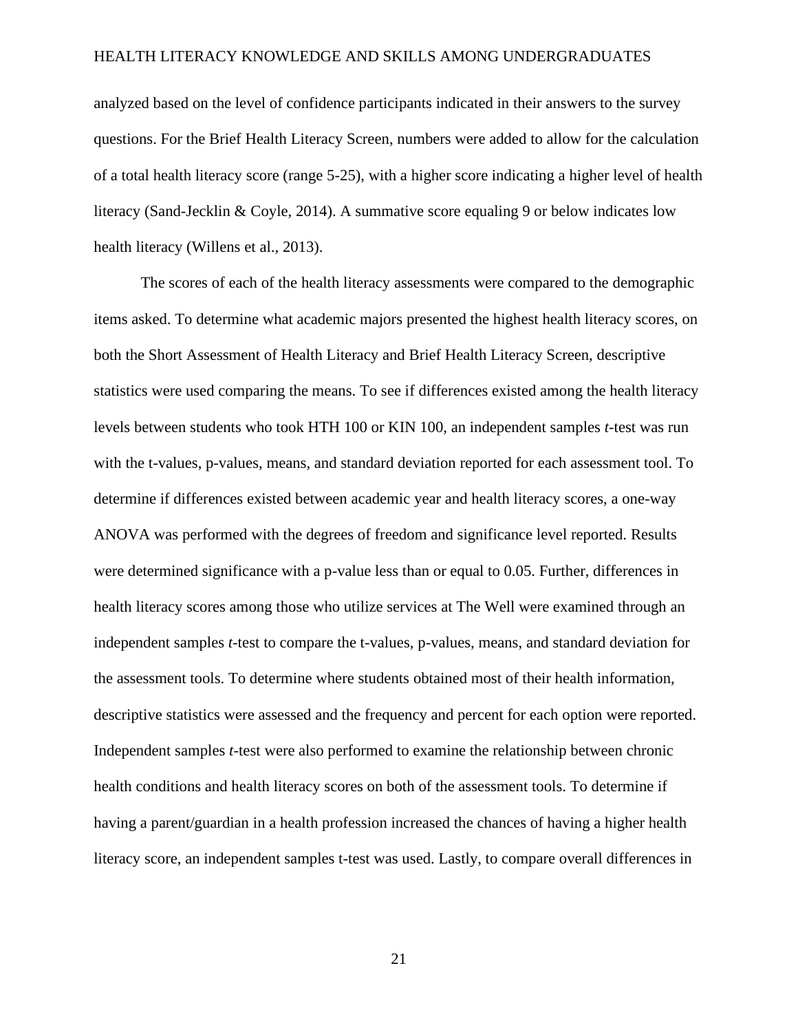analyzed based on the level of confidence participants indicated in their answers to the survey questions. For the Brief Health Literacy Screen, numbers were added to allow for the calculation of a total health literacy score (range 5-25), with a higher score indicating a higher level of health literacy (Sand-Jecklin & Coyle, 2014). A summative score equaling 9 or below indicates low health literacy (Willens et al., 2013).

The scores of each of the health literacy assessments were compared to the demographic items asked. To determine what academic majors presented the highest health literacy scores, on both the Short Assessment of Health Literacy and Brief Health Literacy Screen, descriptive statistics were used comparing the means. To see if differences existed among the health literacy levels between students who took HTH 100 or KIN 100, an independent samples *t*-test was run with the t-values, p-values, means, and standard deviation reported for each assessment tool. To determine if differences existed between academic year and health literacy scores, a one-way ANOVA was performed with the degrees of freedom and significance level reported. Results were determined significance with a p-value less than or equal to 0.05. Further, differences in health literacy scores among those who utilize services at The Well were examined through an independent samples *t*-test to compare the t-values, p-values, means, and standard deviation for the assessment tools. To determine where students obtained most of their health information, descriptive statistics were assessed and the frequency and percent for each option were reported. Independent samples *t*-test were also performed to examine the relationship between chronic health conditions and health literacy scores on both of the assessment tools. To determine if having a parent/guardian in a health profession increased the chances of having a higher health literacy score, an independent samples t-test was used. Lastly, to compare overall differences in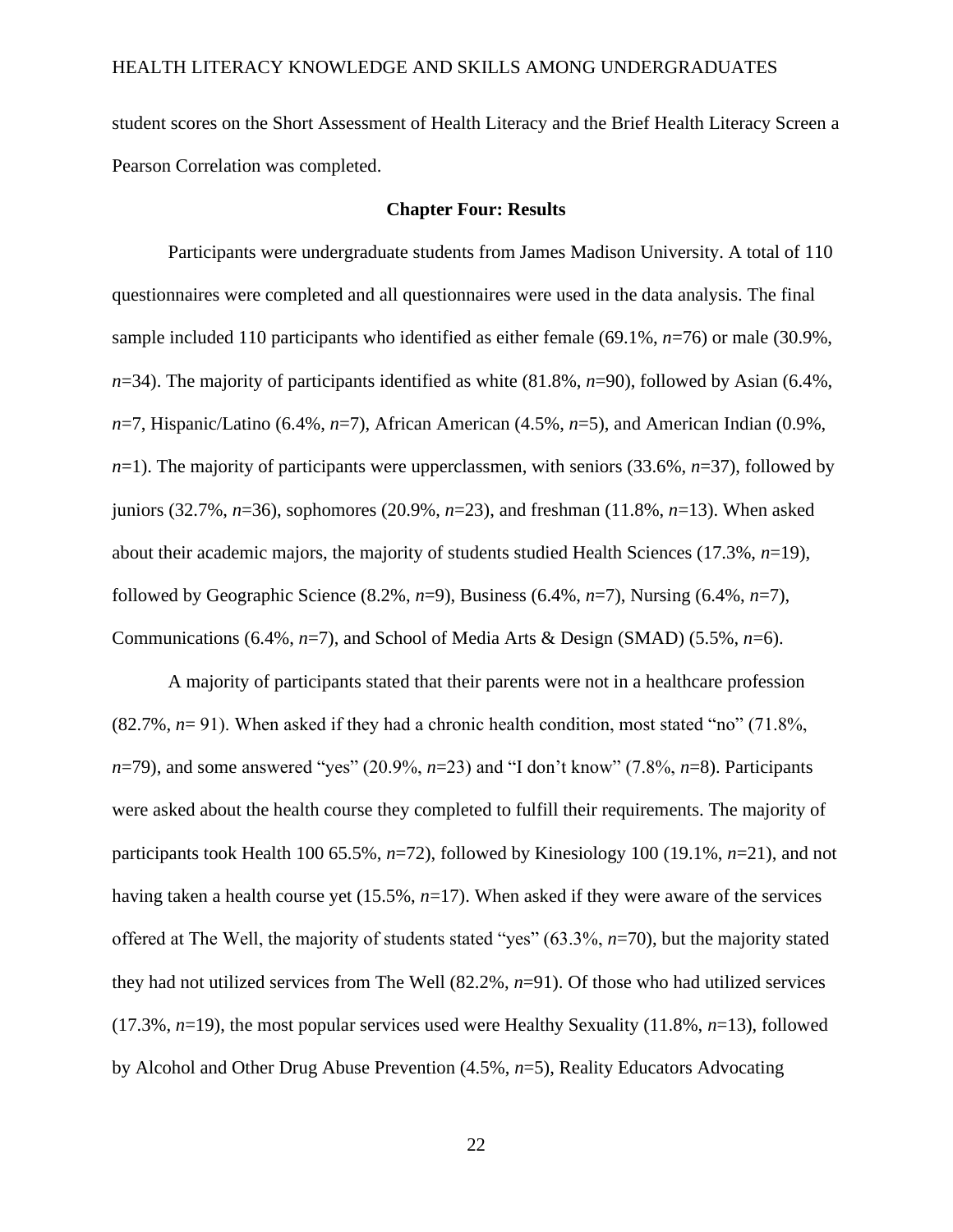student scores on the Short Assessment of Health Literacy and the Brief Health Literacy Screen a Pearson Correlation was completed.

## Chapter Four: Results

Participants were undergraduate students from James Madison University. A total of 110 questionnaires were completed and all questionnaires were used in the data analysis. The final sample included 110 participants who identified as either female (69.1%, *n*=76) or male (30.9%, *n*=34). The majority of participants identified as white (81.8%, *n*=90), followed by Asian (6.4%, *n*=7, Hispanic/Latino (6.4%, *n*=7), African American (4.5%, *n*=5), and American Indian (0.9%, *n*=1). The majority of participants were upperclassmen, with seniors (33.6%, *n*=37), followed by juniors (32.7%, *n*=36), sophomores (20.9%, *n*=23), and freshman (11.8%, *n*=13). When asked about their academic majors, the majority of students studied Health Sciences (17.3%, *n*=19), followed by Geographic Science (8.2%, *n*=9), Business (6.4%, *n*=7), Nursing (6.4%, *n*=7), Communications (6.4%, *n*=7), and School of Media Arts & Design (SMAD) (5.5%, *n*=6).

A majority of participants stated that their parents were not in a healthcare profession (82.7%, *n*= 91). When asked if they had a chronic health condition, most stated "no" (71.8%, *n*=79), and some answered "yes" (20.9%, *n*=23) and "I don't know" (7.8%, *n*=8). Participants were asked about the health course they completed to fulfill their requirements. The majority of participants took Health 100 65.5%, *n*=72), followed by Kinesiology 100 (19.1%, *n*=21), and not having taken a health course yet (15.5%, *n*=17). When asked if they were aware of the services offered at The Well, the majority of students stated "yes" (63.3%, *n*=70), but the majority stated they had not utilized services from The Well (82.2%, *n*=91). Of those who had utilized services (17.3%, *n*=19), the most popular services used were Healthy Sexuality (11.8%, *n*=13), followed by Alcohol and Other Drug Abuse Prevention (4.5%, *n*=5), Reality Educators Advocating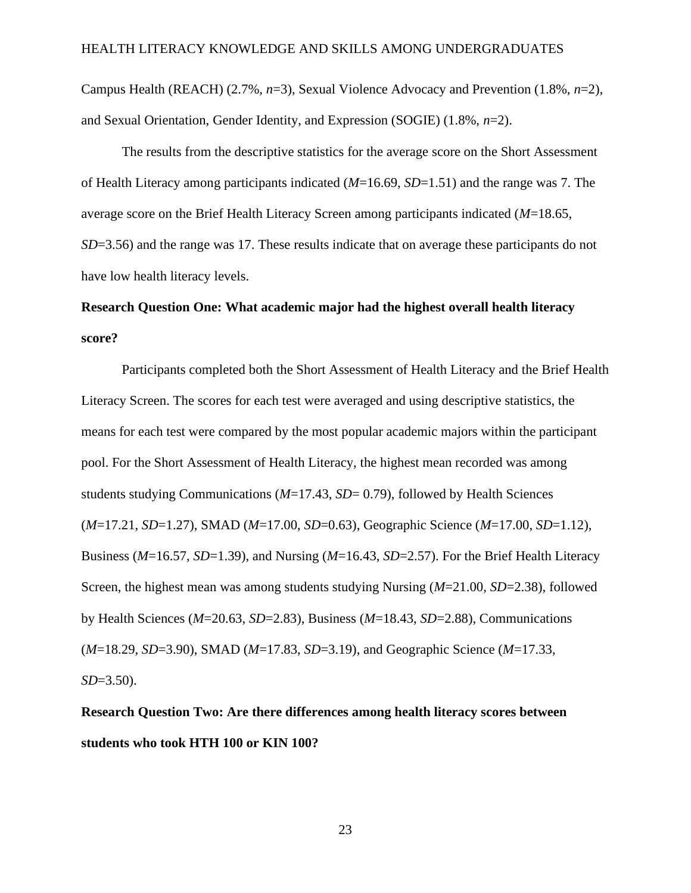Campus Health (REACH) (2.7%, *n*=3), Sexual Violence Advocacy and Prevention (1.8%, *n*=2), and Sexual Orientation, Gender Identity, and Expression (SOGIE) (1.8%, *n*=2).

The results from the descriptive statistics for the average score on the Short Assessment of Health Literacy among participants indicated (*M*=16.69, *SD*=1.51) and the range was 7. The average score on the Brief Health Literacy Screen among participants indicated (*M*=18.65, *SD*=3.56) and the range was 17. These results indicate that on average these participants do not have low health literacy levels.

**Research Question One: What academic major had the highest overall health literacy score?**

Participants completed both the Short Assessment of Health Literacy and the Brief Health Literacy Screen. The scores for each test were averaged and using descriptive statistics, the means for each test were compared by the most popular academic majors within the participant pool. For the Short Assessment of Health Literacy, the highest mean recorded was among students studying Communications (*M*=17.43, *SD*= 0.79), followed by Health Sciences (*M*=17.21, *SD*=1.27), SMAD (*M*=17.00, *SD*=0.63), Geographic Science (*M*=17.00, *SD*=1.12), Business (*M*=16.57, *SD*=1.39), and Nursing (*M*=16.43, *SD*=2.57). For the Brief Health Literacy Screen, the highest mean was among students studying Nursing (*M*=21.00, *SD*=2.38), followed by Health Sciences (*M*=20.63, *SD*=2.83), Business (*M*=18.43, *SD*=2.88), Communications (*M*=18.29, *SD*=3.90), SMAD (*M*=17.83, *SD*=3.19), and Geographic Science (*M*=17.33, *SD*=3.50).

**Research Question Two: Are there differences among health literacy scores between students who took HTH 100 or KIN 100?**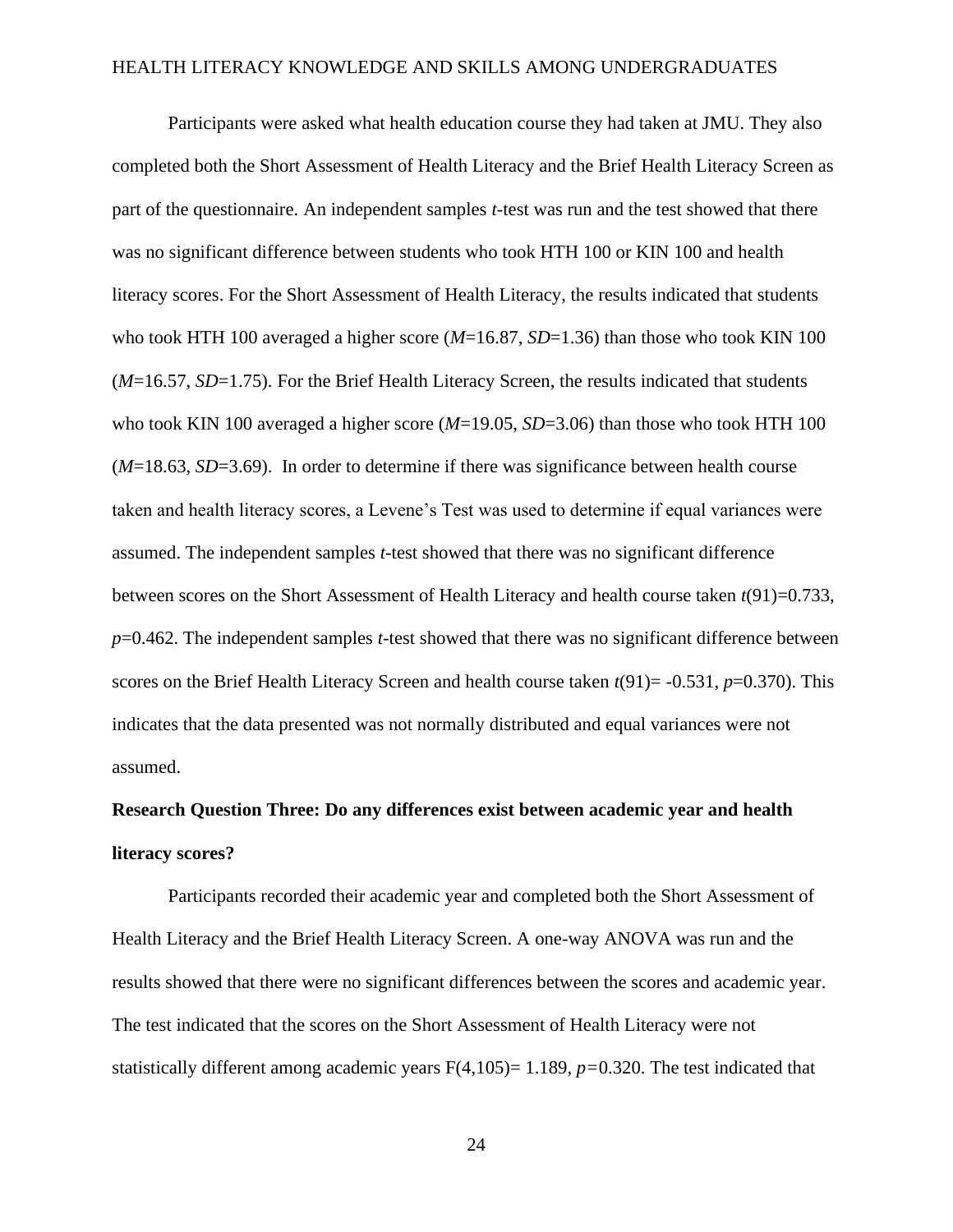Participants were asked what health education course they had taken at JMU. They also completed both the Short Assessment of Health Literacy and the Brief Health Literacy Screen as part of the questionnaire. An independent samples *t*-test was run and the test showed that there was no significant difference between students who took HTH 100 or KIN 100 and health literacy scores. For the Short Assessment of Health Literacy, the results indicated that students who took HTH 100 averaged a higher score ($M$=16.87, $SD$=1.36) than those who took KIN 100 ($M$=16.57, $SD$=1.75). For the Brief Health Literacy Screen, the results indicated that students who took KIN 100 averaged a higher score ($M$=19.05, $SD$=3.06) than those who took HTH 100 ($M$=18.63, $SD$=3.69). In order to determine if there was significance between health course taken and health literacy scores, a Levene's Test was used to determine if equal variances were assumed. The independent samples *t*-test showed that there was no significant difference between scores on the Short Assessment of Health Literacy and health course taken $t(91)=0.733$, $p=0.462$. The independent samples *t*-test showed that there was no significant difference between scores on the Brief Health Literacy Screen and health course taken $t(91)= -0.531$, $p=0.370$). This indicates that the data presented was not normally distributed and equal variances were not assumed.

**Research Question Three: Do any differences exist between academic year and health literacy scores?**

Participants recorded their academic year and completed both the Short Assessment of Health Literacy and the Brief Health Literacy Screen. A one-way ANOVA was run and the results showed that there were no significant differences between the scores and academic year. The test indicated that the scores on the Short Assessment of Health Literacy were not statistically different among academic years $F(4,105)= 1.189$, $p=0.320$. The test indicated that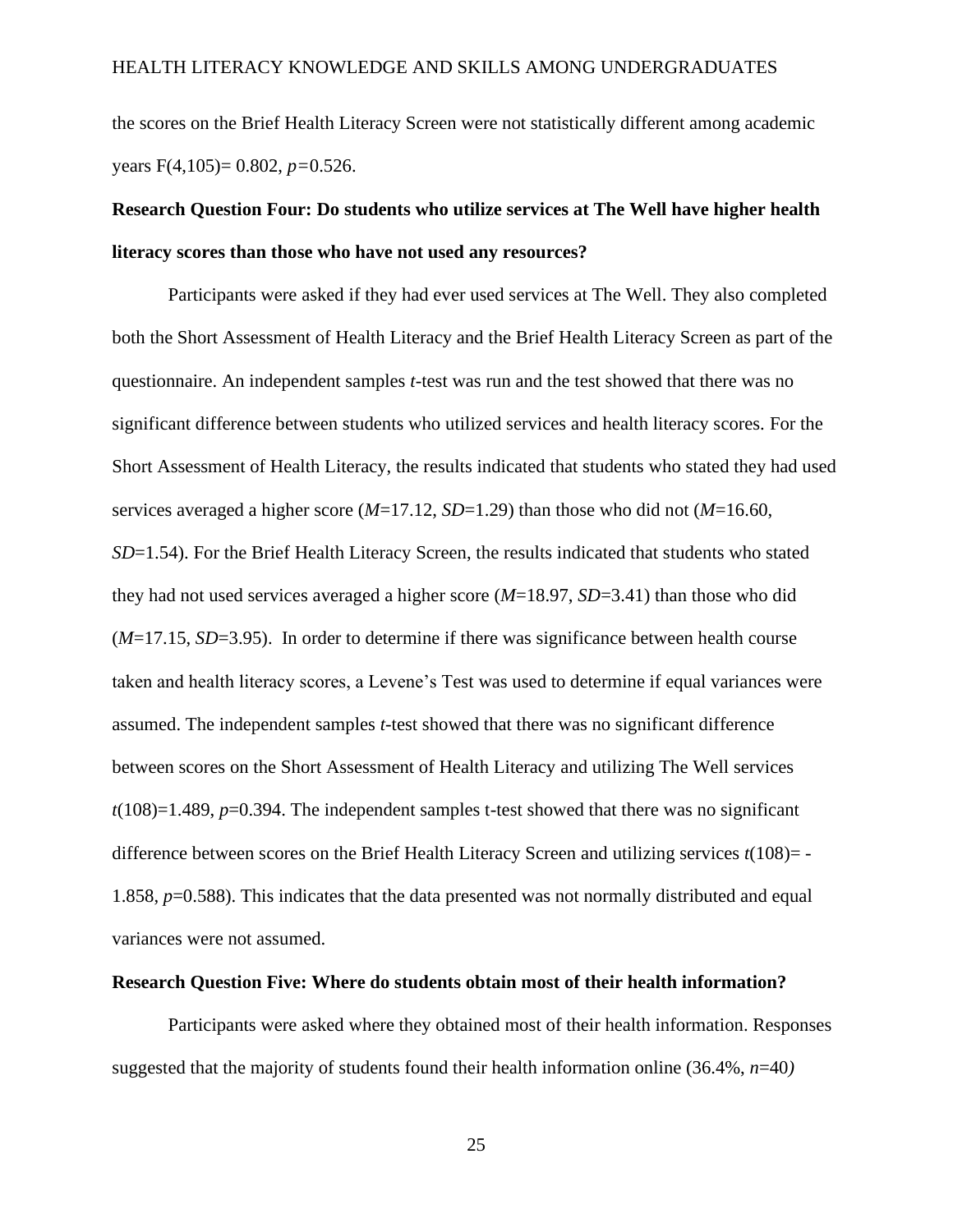the scores on the Brief Health Literacy Screen were not statistically different among academic years $F(4,105) = 0.802$, $p = 0.526$.

**Research Question Four: Do students who utilize services at The Well have higher health literacy scores than those who have not used any resources?**

Participants were asked if they had ever used services at The Well. They also completed both the Short Assessment of Health Literacy and the Brief Health Literacy Screen as part of the questionnaire. An independent samples *t*-test was run and the test showed that there was no significant difference between students who utilized services and health literacy scores. For the Short Assessment of Health Literacy, the results indicated that students who stated they had used services averaged a higher score ($M$=17.12, $SD$=1.29) than those who did not ($M$=16.60, $SD$=1.54). For the Brief Health Literacy Screen, the results indicated that students who stated they had not used services averaged a higher score ($M$=18.97, $SD$=3.41) than those who did ($M$=17.15, $SD$=3.95). In order to determine if there was significance between health course taken and health literacy scores, a Levene's Test was used to determine if equal variances were assumed. The independent samples *t*-test showed that there was no significant difference between scores on the Short Assessment of Health Literacy and utilizing The Well services $t(108)=1.489$, $p=0.394$. The independent samples t-test showed that there was no significant difference between scores on the Brief Health Literacy Screen and utilizing services $t(108)= -1.858$, $p=0.588$). This indicates that the data presented was not normally distributed and equal variances were not assumed.

**Research Question Five: Where do students obtain most of their health information?**

Participants were asked where they obtained most of their health information. Responses suggested that the majority of students found their health information online (36.4%, $n$=40)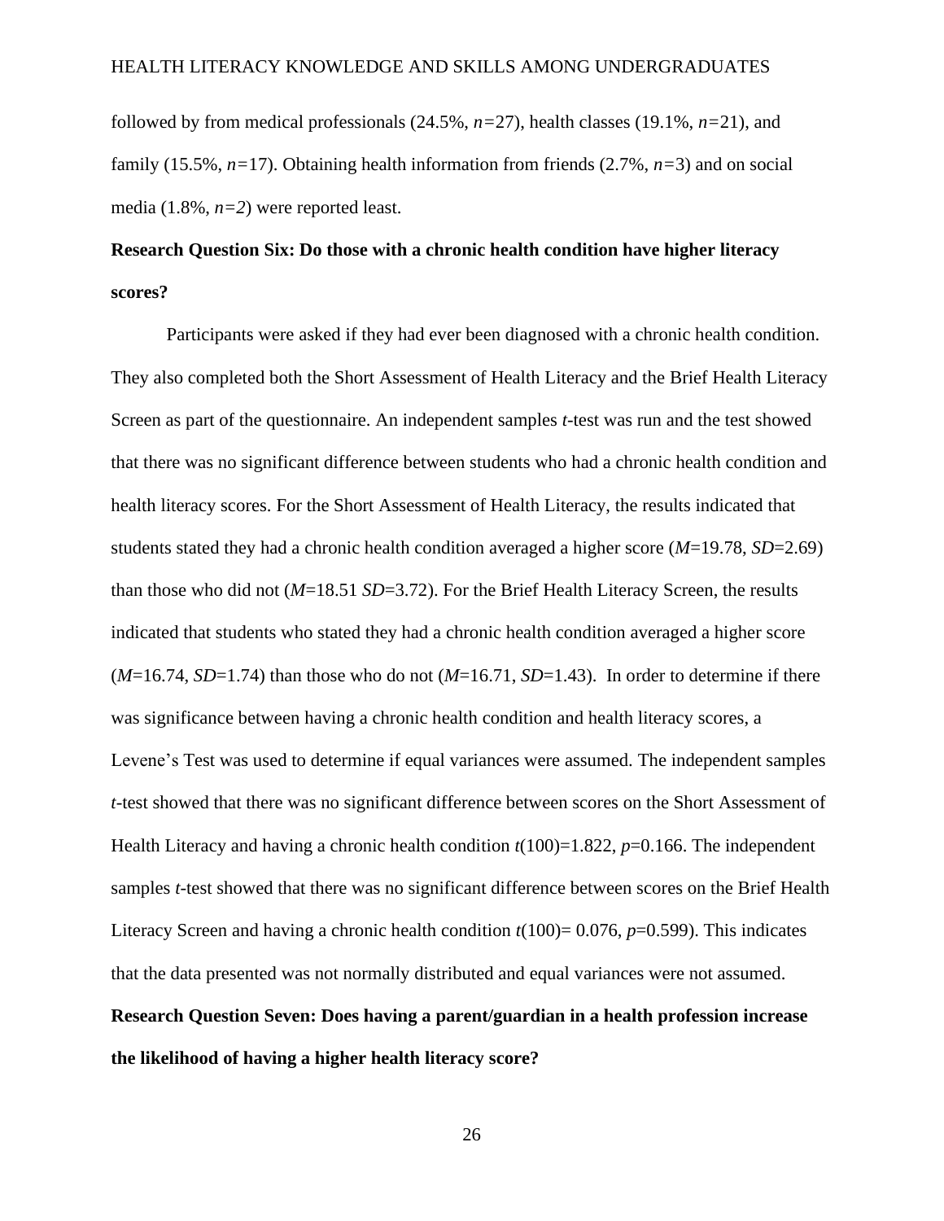followed by from medical professionals (24.5%, $n=27$), health classes (19.1%, $n=21$), and family (15.5%, $n=17$). Obtaining health information from friends (2.7%, $n=3$) and on social media (1.8%, $n=2$) were reported least.

**Research Question Six: Do those with a chronic health condition have higher literacy scores?**

Participants were asked if they had ever been diagnosed with a chronic health condition. They also completed both the Short Assessment of Health Literacy and the Brief Health Literacy Screen as part of the questionnaire. An independent samples *t*-test was run and the test showed that there was no significant difference between students who had a chronic health condition and health literacy scores. For the Short Assessment of Health Literacy, the results indicated that students stated they had a chronic health condition averaged a higher score ($M$=19.78, $SD$=2.69) than those who did not ($M$=18.51 $SD$=3.72). For the Brief Health Literacy Screen, the results indicated that students who stated they had a chronic health condition averaged a higher score ($M$=16.74, $SD$=1.74) than those who do not ($M$=16.71, $SD$=1.43). In order to determine if there was significance between having a chronic health condition and health literacy scores, a Levene's Test was used to determine if equal variances were assumed. The independent samples *t*-test showed that there was no significant difference between scores on the Short Assessment of Health Literacy and having a chronic health condition $t(100)=1.822$, $p=0.166$. The independent samples *t*-test showed that there was no significant difference between scores on the Brief Health Literacy Screen and having a chronic health condition $t(100)= 0.076$, $p=0.599$). This indicates that the data presented was not normally distributed and equal variances were not assumed.

**Research Question Seven: Does having a parent/guardian in a health profession increase the likelihood of having a higher health literacy score?**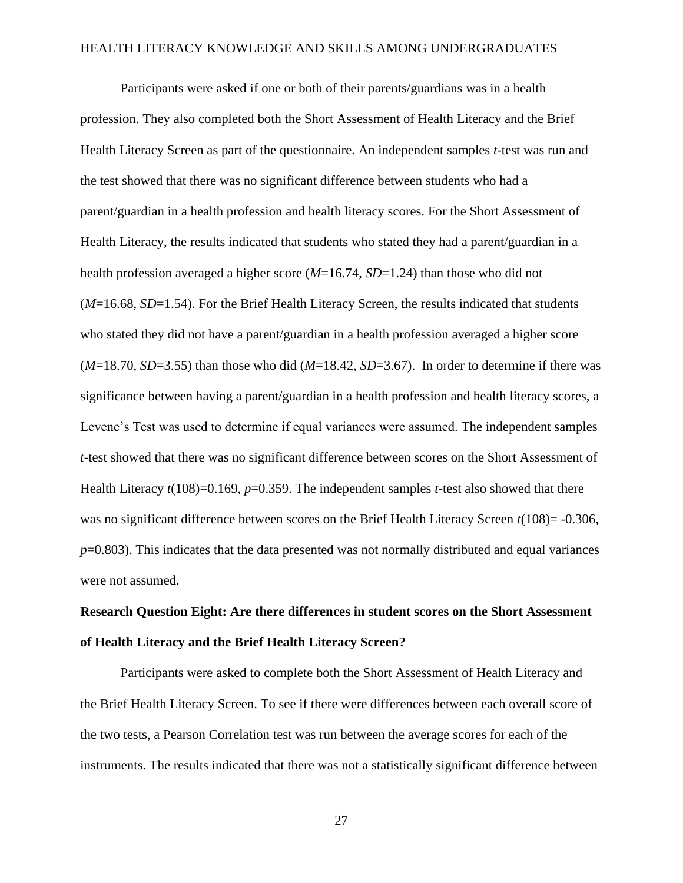Participants were asked if one or both of their parents/guardians was in a health profession. They also completed both the Short Assessment of Health Literacy and the Brief Health Literacy Screen as part of the questionnaire. An independent samples *t*-test was run and the test showed that there was no significant difference between students who had a parent/guardian in a health profession and health literacy scores. For the Short Assessment of Health Literacy, the results indicated that students who stated they had a parent/guardian in a health profession averaged a higher score ($M$=16.74, $SD$=1.24) than those who did not ($M$=16.68, $SD$=1.54). For the Brief Health Literacy Screen, the results indicated that students who stated they did not have a parent/guardian in a health profession averaged a higher score ($M$=18.70, $SD$=3.55) than those who did ($M$=18.42, $SD$=3.67). In order to determine if there was significance between having a parent/guardian in a health profession and health literacy scores, a Levene's Test was used to determine if equal variances were assumed. The independent samples *t*-test showed that there was no significant difference between scores on the Short Assessment of Health Literacy $t(108)=0.169$, $p=0.359$. The independent samples *t*-test also showed that there was no significant difference between scores on the Brief Health Literacy Screen $t(108)= -0.306$, $p=0.803$). This indicates that the data presented was not normally distributed and equal variances were not assumed.

**Research Question Eight: Are there differences in student scores on the Short Assessment of Health Literacy and the Brief Health Literacy Screen?**

Participants were asked to complete both the Short Assessment of Health Literacy and the Brief Health Literacy Screen. To see if there were differences between each overall score of the two tests, a Pearson Correlation test was run between the average scores for each of the instruments. The results indicated that there was not a statistically significant difference between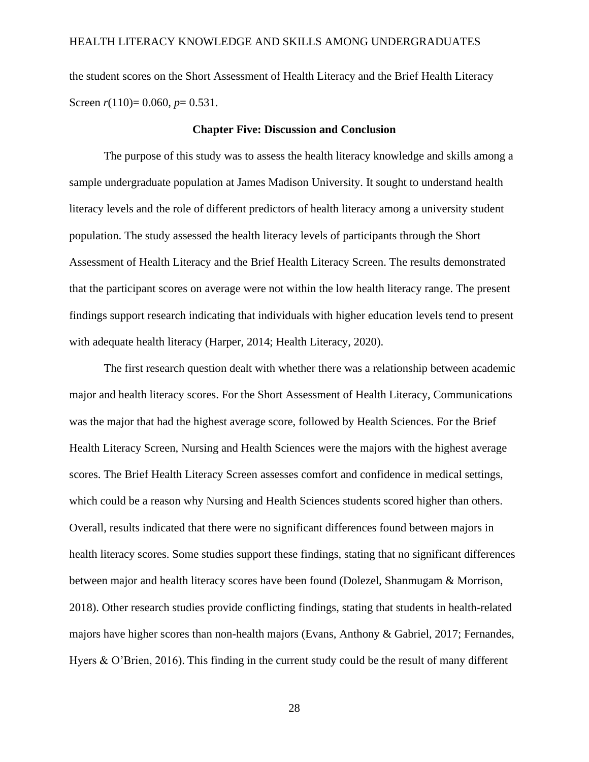the student scores on the Short Assessment of Health Literacy and the Brief Health Literacy Screen $r(110) = 0.060$, $p = 0.531$.

## Chapter Five: Discussion and Conclusion

The purpose of this study was to assess the health literacy knowledge and skills among a sample undergraduate population at James Madison University. It sought to understand health literacy levels and the role of different predictors of health literacy among a university student population. The study assessed the health literacy levels of participants through the Short Assessment of Health Literacy and the Brief Health Literacy Screen. The results demonstrated that the participant scores on average were not within the low health literacy range. The present findings support research indicating that individuals with higher education levels tend to present with adequate health literacy (Harper, 2014; Health Literacy, 2020).

The first research question dealt with whether there was a relationship between academic major and health literacy scores. For the Short Assessment of Health Literacy, Communications was the major that had the highest average score, followed by Health Sciences. For the Brief Health Literacy Screen, Nursing and Health Sciences were the majors with the highest average scores. The Brief Health Literacy Screen assesses comfort and confidence in medical settings, which could be a reason why Nursing and Health Sciences students scored higher than others. Overall, results indicated that there were no significant differences found between majors in health literacy scores. Some studies support these findings, stating that no significant differences between major and health literacy scores have been found (Dolezel, Shanmugam & Morrison, 2018). Other research studies provide conflicting findings, stating that students in health-related majors have higher scores than non-health majors (Evans, Anthony & Gabriel, 2017; Fernandes, Hyers & O'Brien, 2016). This finding in the current study could be the result of many different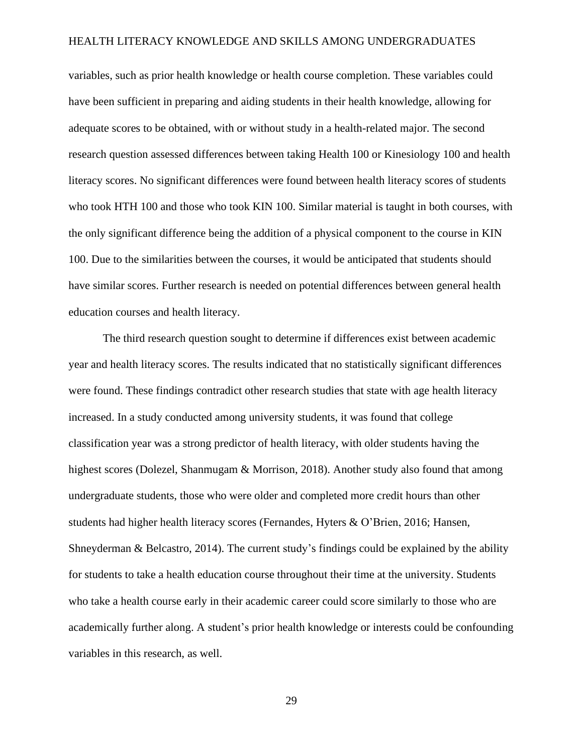variables, such as prior health knowledge or health course completion. These variables could have been sufficient in preparing and aiding students in their health knowledge, allowing for adequate scores to be obtained, with or without study in a health-related major. The second research question assessed differences between taking Health 100 or Kinesiology 100 and health literacy scores. No significant differences were found between health literacy scores of students who took HTH 100 and those who took KIN 100. Similar material is taught in both courses, with the only significant difference being the addition of a physical component to the course in KIN 100. Due to the similarities between the courses, it would be anticipated that students should have similar scores. Further research is needed on potential differences between general health education courses and health literacy.

The third research question sought to determine if differences exist between academic year and health literacy scores. The results indicated that no statistically significant differences were found. These findings contradict other research studies that state with age health literacy increased. In a study conducted among university students, it was found that college classification year was a strong predictor of health literacy, with older students having the highest scores (Dolezel, Shanmugam & Morrison, 2018). Another study also found that among undergraduate students, those who were older and completed more credit hours than other students had higher health literacy scores (Fernandes, Hyters & O'Brien, 2016; Hansen, Shneyderman & Belcastro, 2014). The current study's findings could be explained by the ability for students to take a health education course throughout their time at the university. Students who take a health course early in their academic career could score similarly to those who are academically further along. A student's prior health knowledge or interests could be confounding variables in this research, as well.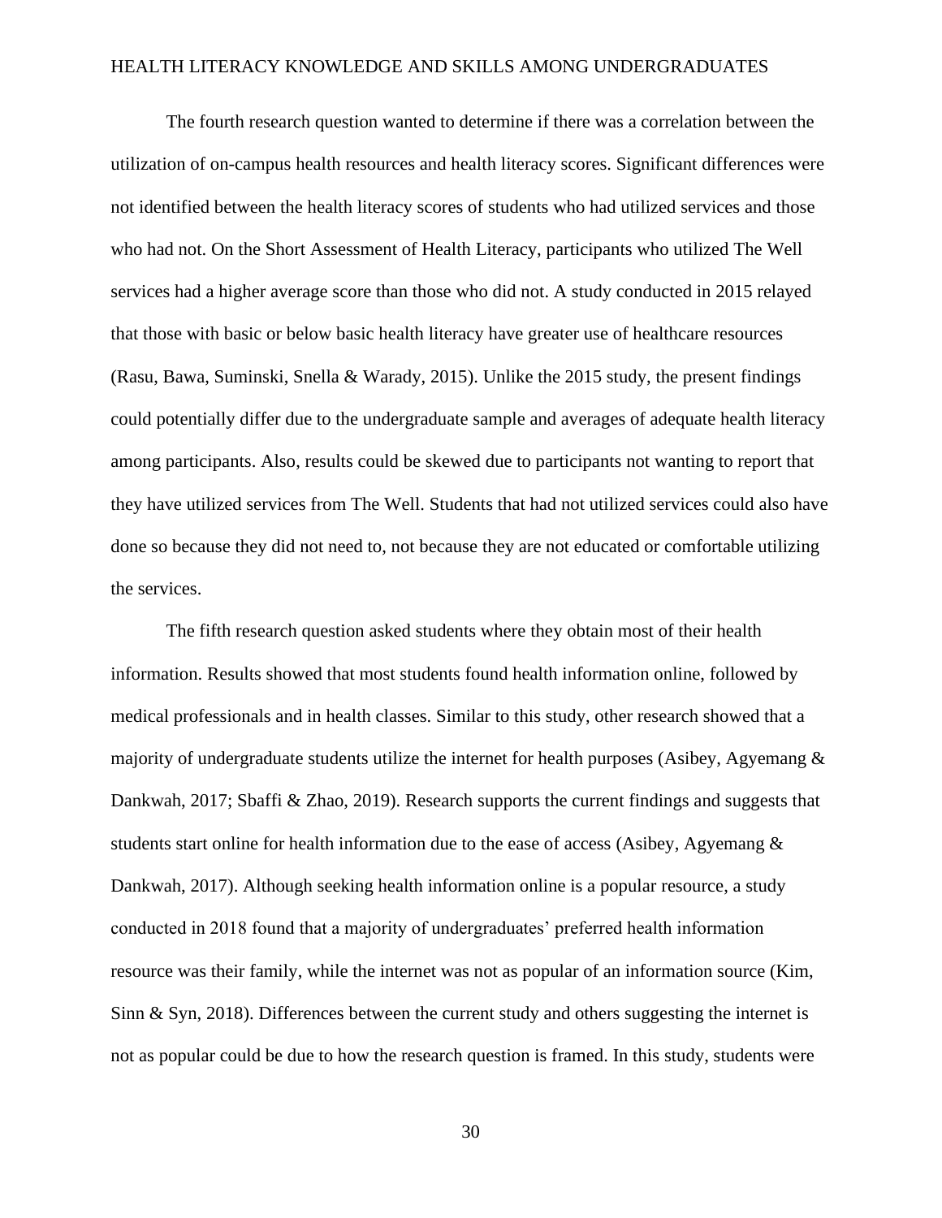The fourth research question wanted to determine if there was a correlation between the utilization of on-campus health resources and health literacy scores. Significant differences were not identified between the health literacy scores of students who had utilized services and those who had not. On the Short Assessment of Health Literacy, participants who utilized The Well services had a higher average score than those who did not. A study conducted in 2015 relayed that those with basic or below basic health literacy have greater use of healthcare resources (Rasu, Bawa, Suminski, Snella & Warady, 2015). Unlike the 2015 study, the present findings could potentially differ due to the undergraduate sample and averages of adequate health literacy among participants. Also, results could be skewed due to participants not wanting to report that they have utilized services from The Well. Students that had not utilized services could also have done so because they did not need to, not because they are not educated or comfortable utilizing the services.

The fifth research question asked students where they obtain most of their health information. Results showed that most students found health information online, followed by medical professionals and in health classes. Similar to this study, other research showed that a majority of undergraduate students utilize the internet for health purposes (Asibey, Agyemang & Dankwah, 2017; Sbaffi & Zhao, 2019). Research supports the current findings and suggests that students start online for health information due to the ease of access (Asibey, Agyemang & Dankwah, 2017). Although seeking health information online is a popular resource, a study conducted in 2018 found that a majority of undergraduates' preferred health information resource was their family, while the internet was not as popular of an information source (Kim, Sinn & Syn, 2018). Differences between the current study and others suggesting the internet is not as popular could be due to how the research question is framed. In this study, students were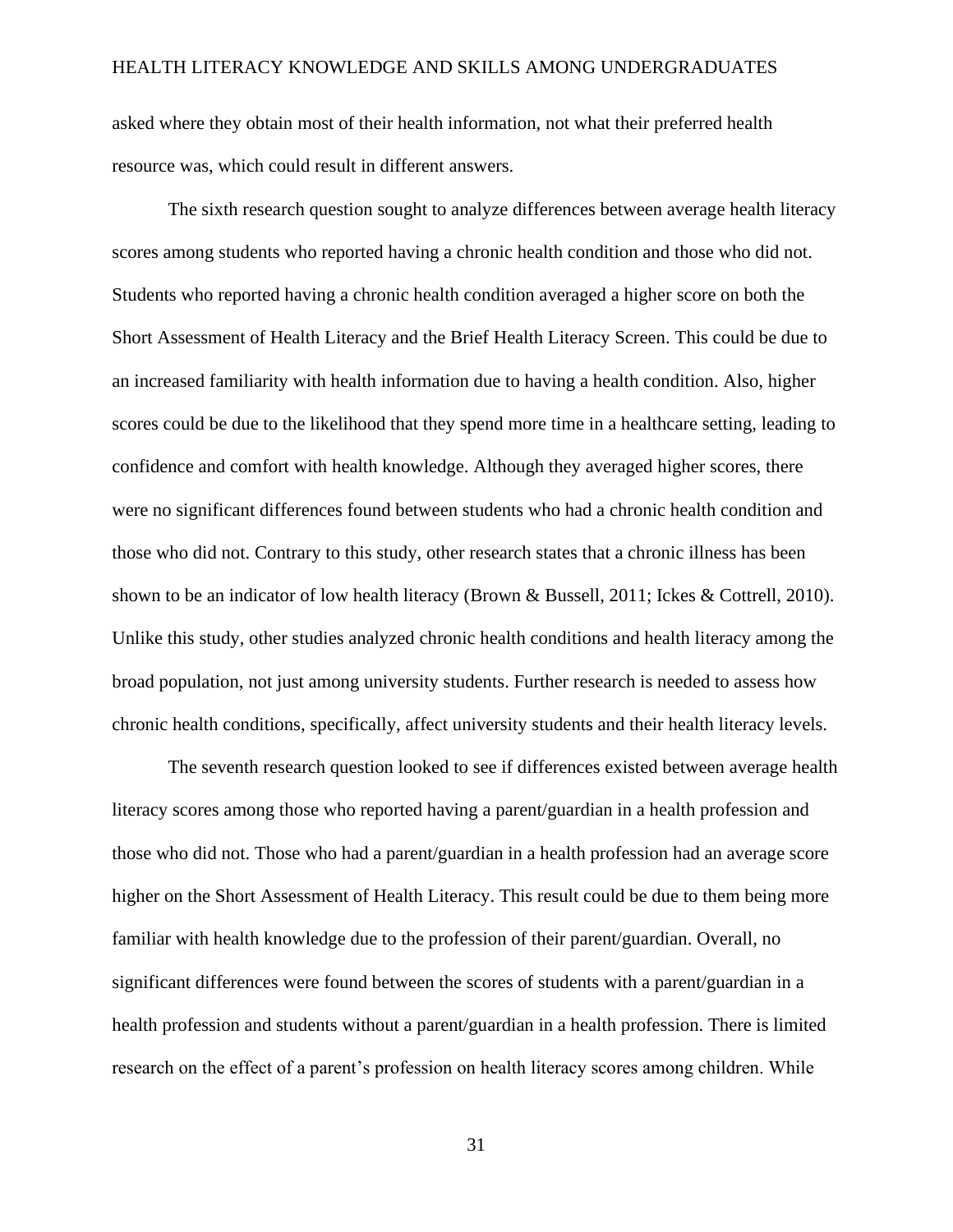asked where they obtain most of their health information, not what their preferred health resource was, which could result in different answers.

The sixth research question sought to analyze differences between average health literacy scores among students who reported having a chronic health condition and those who did not. Students who reported having a chronic health condition averaged a higher score on both the Short Assessment of Health Literacy and the Brief Health Literacy Screen. This could be due to an increased familiarity with health information due to having a health condition. Also, higher scores could be due to the likelihood that they spend more time in a healthcare setting, leading to confidence and comfort with health knowledge. Although they averaged higher scores, there were no significant differences found between students who had a chronic health condition and those who did not. Contrary to this study, other research states that a chronic illness has been shown to be an indicator of low health literacy (Brown & Bussell, 2011; Ickes & Cottrell, 2010). Unlike this study, other studies analyzed chronic health conditions and health literacy among the broad population, not just among university students. Further research is needed to assess how chronic health conditions, specifically, affect university students and their health literacy levels.

The seventh research question looked to see if differences existed between average health literacy scores among those who reported having a parent/guardian in a health profession and those who did not. Those who had a parent/guardian in a health profession had an average score higher on the Short Assessment of Health Literacy. This result could be due to them being more familiar with health knowledge due to the profession of their parent/guardian. Overall, no significant differences were found between the scores of students with a parent/guardian in a health profession and students without a parent/guardian in a health profession. There is limited research on the effect of a parent's profession on health literacy scores among children. While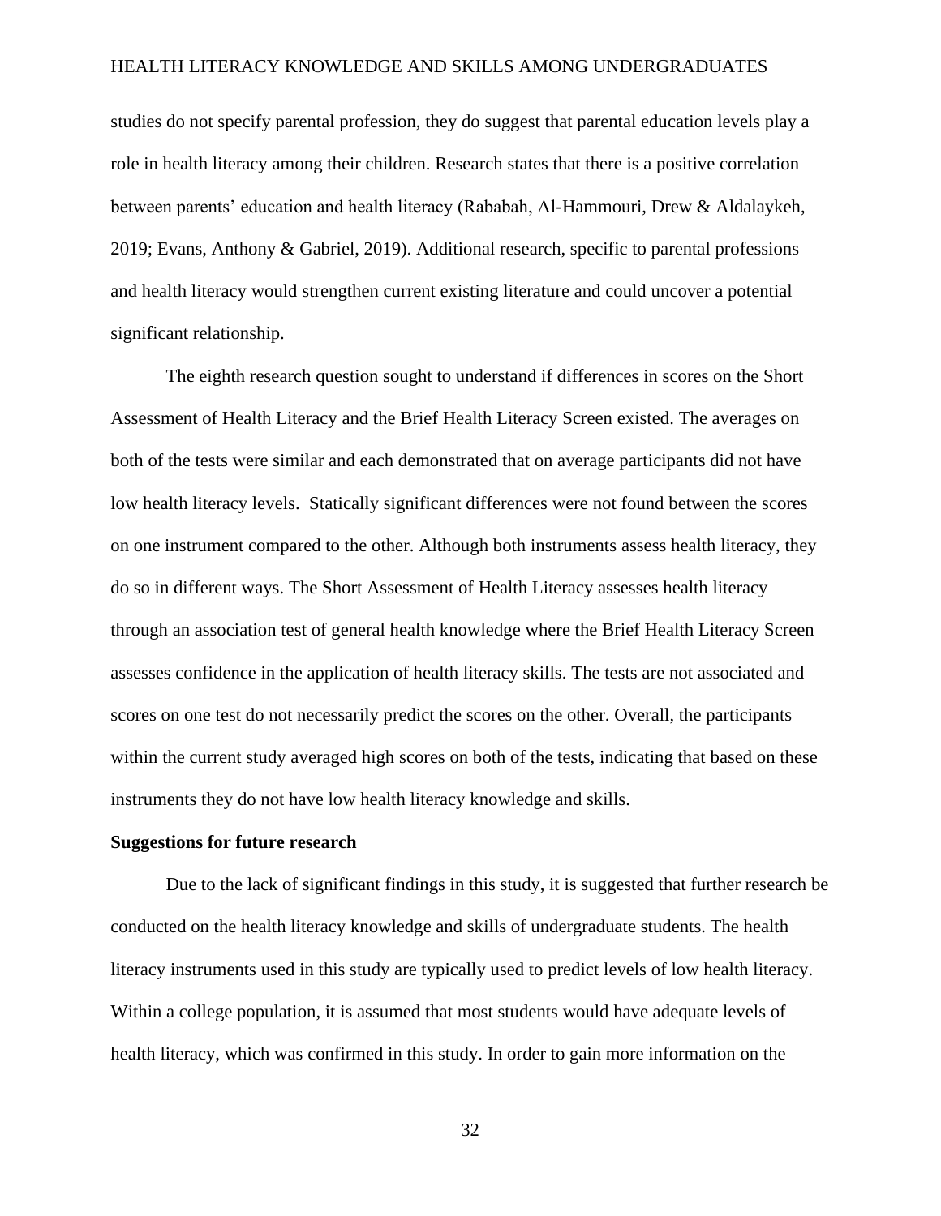studies do not specify parental profession, they do suggest that parental education levels play a role in health literacy among their children. Research states that there is a positive correlation between parents' education and health literacy (Rababah, Al-Hammouri, Drew & Aldalaykeh, 2019; Evans, Anthony & Gabriel, 2019). Additional research, specific to parental professions and health literacy would strengthen current existing literature and could uncover a potential significant relationship.

The eighth research question sought to understand if differences in scores on the Short Assessment of Health Literacy and the Brief Health Literacy Screen existed. The averages on both of the tests were similar and each demonstrated that on average participants did not have low health literacy levels. Statically significant differences were not found between the scores on one instrument compared to the other. Although both instruments assess health literacy, they do so in different ways. The Short Assessment of Health Literacy assesses health literacy through an association test of general health knowledge where the Brief Health Literacy Screen assesses confidence in the application of health literacy skills. The tests are not associated and scores on one test do not necessarily predict the scores on the other. Overall, the participants within the current study averaged high scores on both of the tests, indicating that based on these instruments they do not have low health literacy knowledge and skills.

**Suggestions for future research**

Due to the lack of significant findings in this study, it is suggested that further research be conducted on the health literacy knowledge and skills of undergraduate students. The health literacy instruments used in this study are typically used to predict levels of low health literacy. Within a college population, it is assumed that most students would have adequate levels of health literacy, which was confirmed in this study. In order to gain more information on the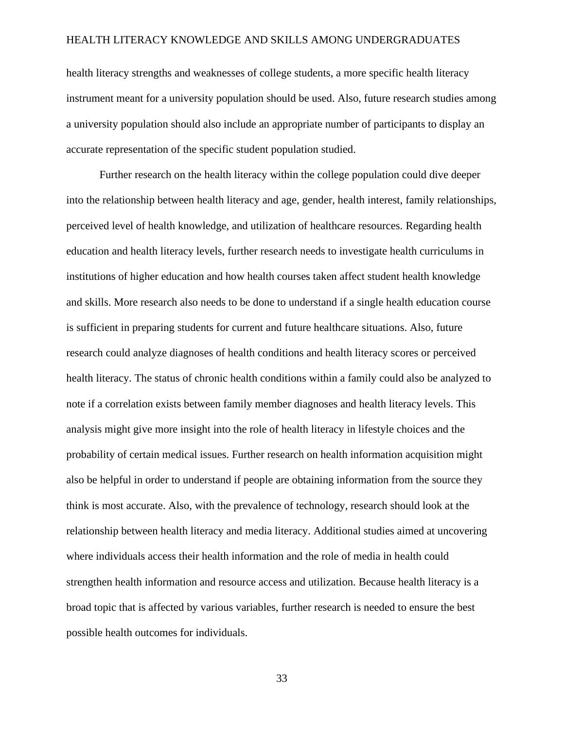health literacy strengths and weaknesses of college students, a more specific health literacy instrument meant for a university population should be used. Also, future research studies among a university population should also include an appropriate number of participants to display an accurate representation of the specific student population studied.

Further research on the health literacy within the college population could dive deeper into the relationship between health literacy and age, gender, health interest, family relationships, perceived level of health knowledge, and utilization of healthcare resources. Regarding health education and health literacy levels, further research needs to investigate health curriculums in institutions of higher education and how health courses taken affect student health knowledge and skills. More research also needs to be done to understand if a single health education course is sufficient in preparing students for current and future healthcare situations. Also, future research could analyze diagnoses of health conditions and health literacy scores or perceived health literacy. The status of chronic health conditions within a family could also be analyzed to note if a correlation exists between family member diagnoses and health literacy levels. This analysis might give more insight into the role of health literacy in lifestyle choices and the probability of certain medical issues. Further research on health information acquisition might also be helpful in order to understand if people are obtaining information from the source they think is most accurate. Also, with the prevalence of technology, research should look at the relationship between health literacy and media literacy. Additional studies aimed at uncovering where individuals access their health information and the role of media in health could strengthen health information and resource access and utilization. Because health literacy is a broad topic that is affected by various variables, further research is needed to ensure the best possible health outcomes for individuals.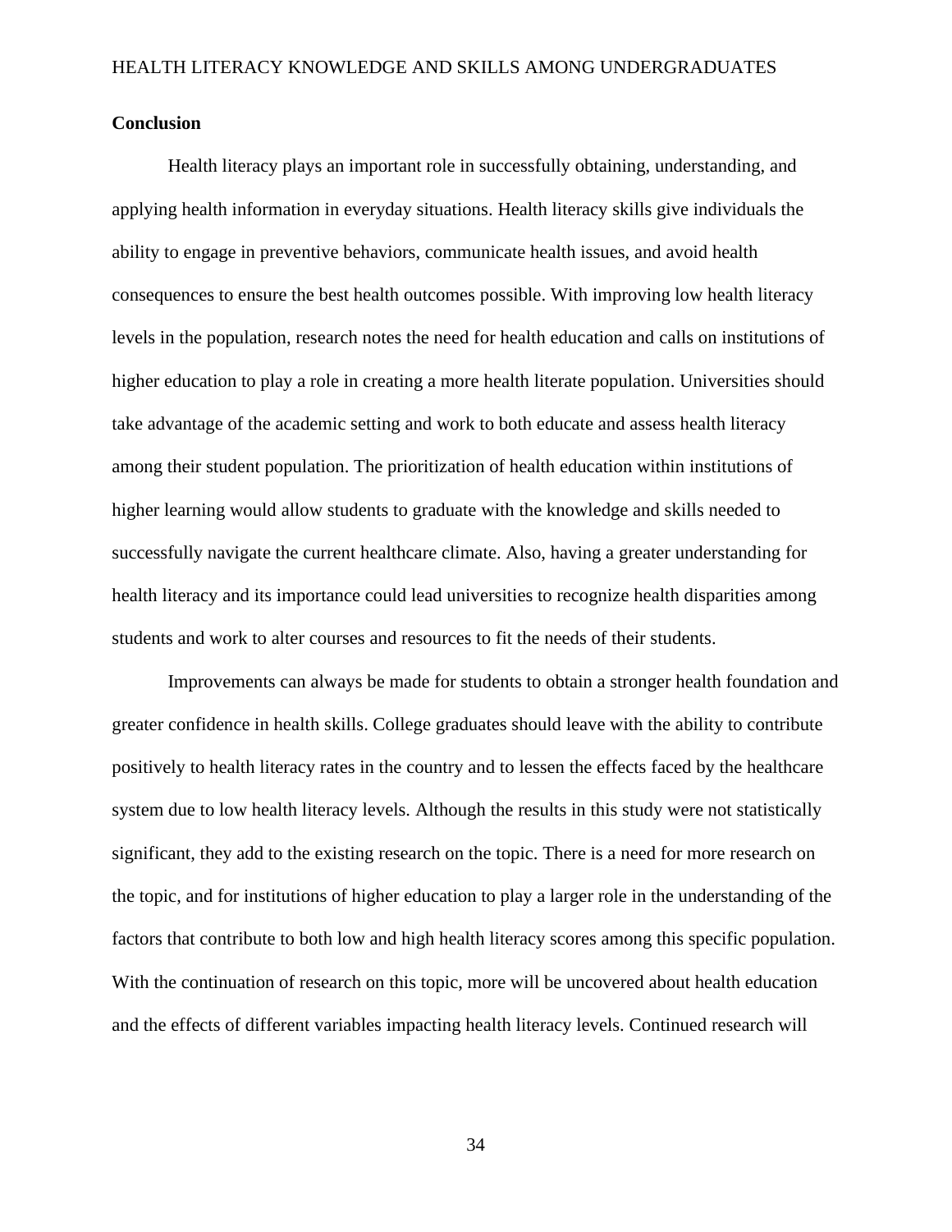**Conclusion**

Health literacy plays an important role in successfully obtaining, understanding, and applying health information in everyday situations. Health literacy skills give individuals the ability to engage in preventive behaviors, communicate health issues, and avoid health consequences to ensure the best health outcomes possible. With improving low health literacy levels in the population, research notes the need for health education and calls on institutions of higher education to play a role in creating a more health literate population. Universities should take advantage of the academic setting and work to both educate and assess health literacy among their student population. The prioritization of health education within institutions of higher learning would allow students to graduate with the knowledge and skills needed to successfully navigate the current healthcare climate. Also, having a greater understanding for health literacy and its importance could lead universities to recognize health disparities among students and work to alter courses and resources to fit the needs of their students.

Improvements can always be made for students to obtain a stronger health foundation and greater confidence in health skills. College graduates should leave with the ability to contribute positively to health literacy rates in the country and to lessen the effects faced by the healthcare system due to low health literacy levels. Although the results in this study were not statistically significant, they add to the existing research on the topic. There is a need for more research on the topic, and for institutions of higher education to play a larger role in the understanding of the factors that contribute to both low and high health literacy scores among this specific population. With the continuation of research on this topic, more will be uncovered about health education and the effects of different variables impacting health literacy levels. Continued research will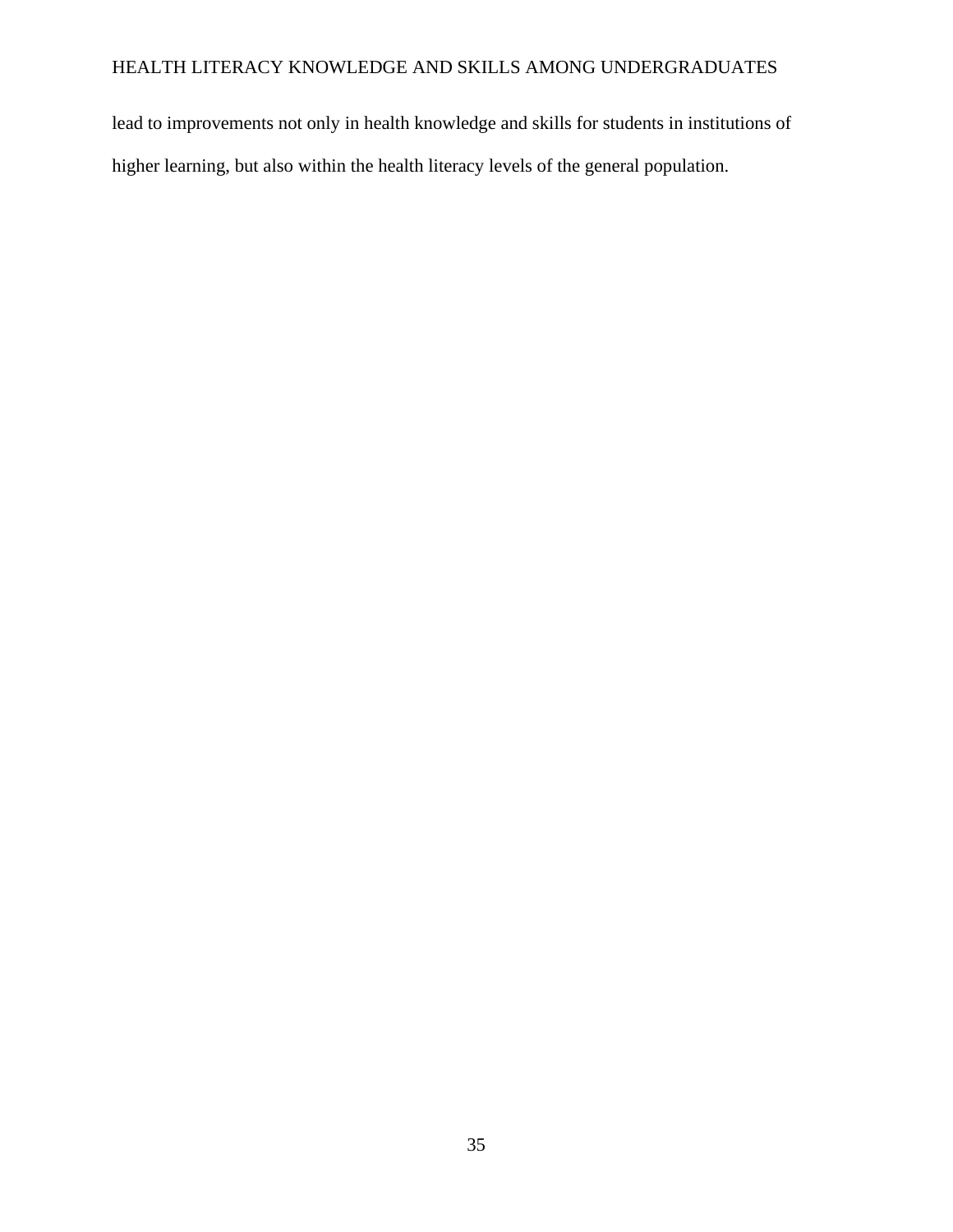lead to improvements not only in health knowledge and skills for students in institutions of higher learning, but also within the health literacy levels of the general population.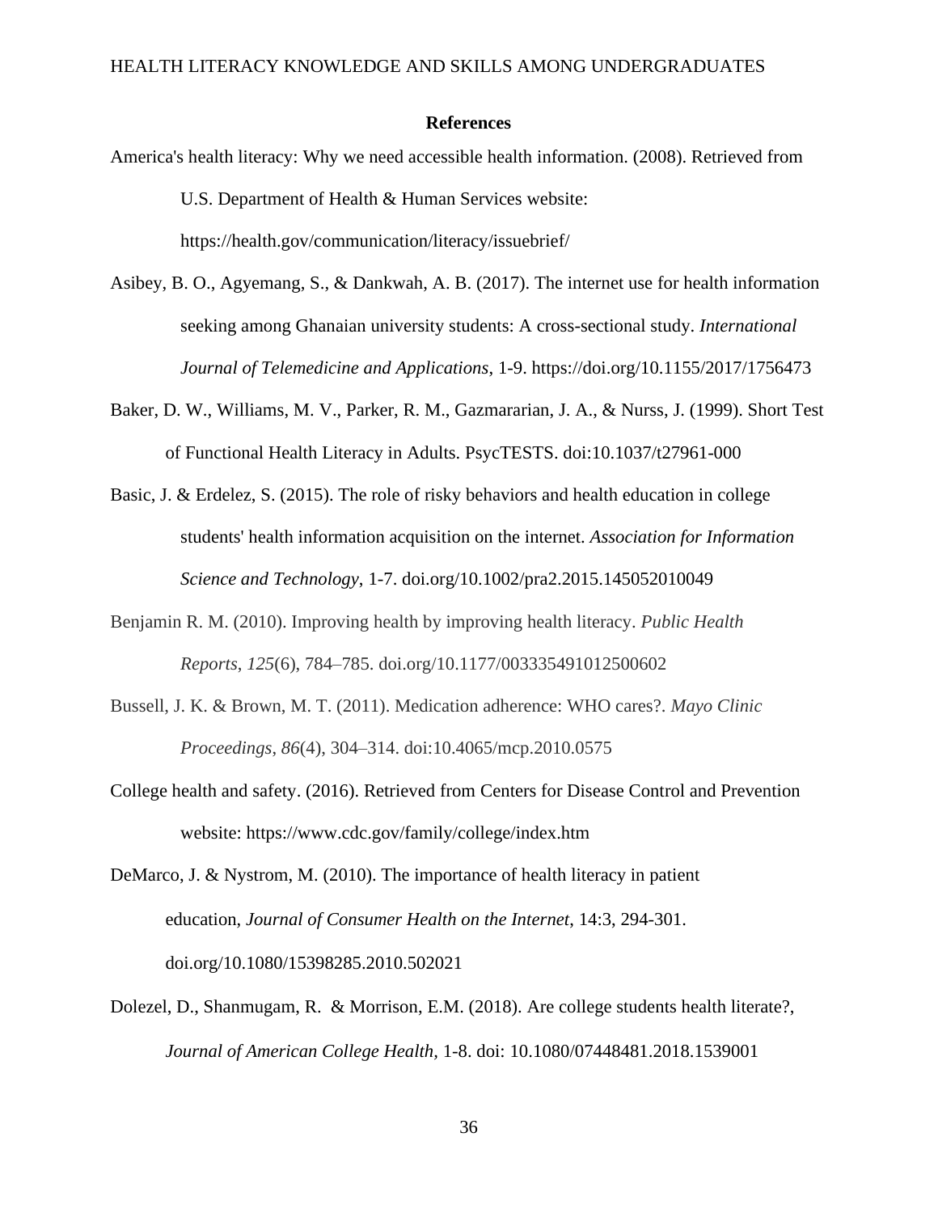## References

America's health literacy: Why we need accessible health information. (2008). Retrieved from U.S. Department of Health & Human Services website: https://health.gov/communication/literacy/issuebrief/

Asibey, B. O., Agyemang, S., & Dankwah, A. B. (2017). The internet use for health information seeking among Ghanaian university students: A cross-sectional study. *International Journal of Telemedicine and Applications*, 1-9. https://doi.org/10.1155/2017/1756473

Baker, D. W., Williams, M. V., Parker, R. M., Gazmararian, J. A., & Nurss, J. (1999). Short Test of Functional Health Literacy in Adults. PsycTESTS. doi:10.1037/t27961-000

Basic, J. & Erdelez, S. (2015). The role of risky behaviors and health education in college students' health information acquisition on the internet. *Association for Information Science and Technology*, 1-7. doi.org/10.1002/pra2.2015.145052010049

Benjamin R. M. (2010). Improving health by improving health literacy. *Public Health Reports*, *125*(6), 784–785. doi.org/10.1177/003335491012500602

Bussell, J. K. & Brown, M. T. (2011). Medication adherence: WHO cares?. *Mayo Clinic Proceedings*, *86*(4), 304–314. doi:10.4065/mcp.2010.0575

College health and safety. (2016). Retrieved from Centers for Disease Control and Prevention website: https://www.cdc.gov/family/college/index.htm

DeMarco, J. & Nystrom, M. (2010). The importance of health literacy in patient education, *Journal of Consumer Health on the Internet*, 14:3, 294-301. doi.org/10.1080/15398285.2010.502021

Dolezel, D., Shanmugam, R. & Morrison, E.M. (2018). Are college students health literate?, *Journal of American College Health,* 1-8. doi: 10.1080/07448481.2018.1539001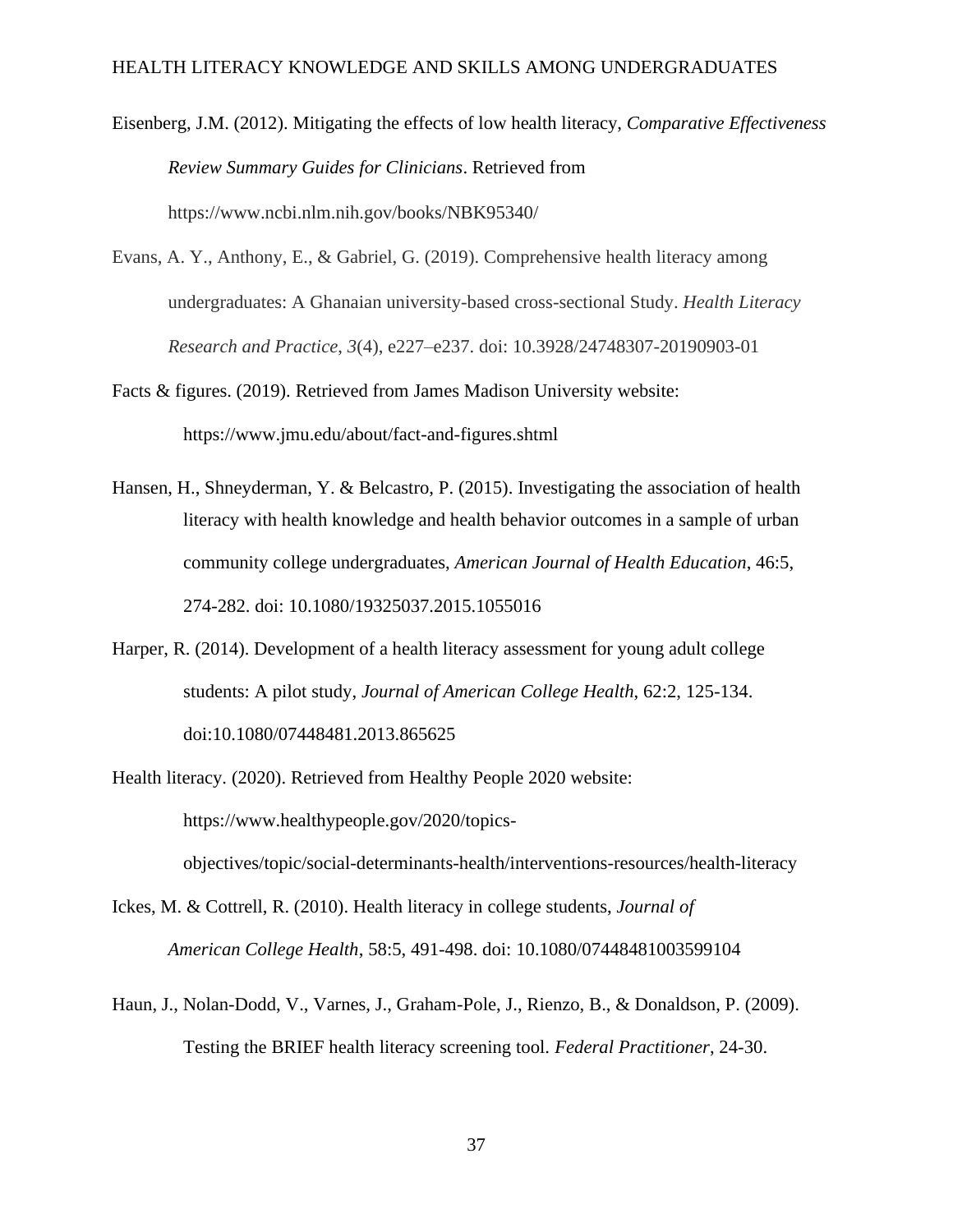Eisenberg, J.M. (2012). Mitigating the effects of low health literacy, *Comparative Effectiveness Review Summary Guides for Clinicians*. Retrieved from https://www.ncbi.nlm.nih.gov/books/NBK95340/

Evans, A. Y., Anthony, E., & Gabriel, G. (2019). Comprehensive health literacy among undergraduates: A Ghanaian university-based cross-sectional Study. *Health Literacy Research and Practice*, *3*(4), e227–e237. doi: 10.3928/24748307-20190903-01

Facts & figures. (2019). Retrieved from James Madison University website: https://www.jmu.edu/about/fact-and-figures.shtml

Hansen, H., Shneyderman, Y. & Belcastro, P. (2015). Investigating the association of health literacy with health knowledge and health behavior outcomes in a sample of urban community college undergraduates, *American Journal of Health Education*, 46:5, 274-282. doi: 10.1080/19325037.2015.1055016

Harper, R. (2014). Development of a health literacy assessment for young adult college students: A pilot study, *Journal of American College Health*, 62:2, 125-134. doi:10.1080/07448481.2013.865625

Health literacy. (2020). Retrieved from Healthy People 2020 website: https://www.healthypeople.gov/2020/topics-objectives/topic/social-determinants-health/interventions-resources/health-literacy

Ickes, M. & Cottrell, R. (2010). Health literacy in college students, *Journal of American College Health*, 58:5, 491-498. doi: 10.1080/07448481003599104

Haun, J., Nolan-Dodd, V., Varnes, J., Graham-Pole, J., Rienzo, B., & Donaldson, P. (2009). Testing the BRIEF health literacy screening tool. *Federal Practitioner*, 24-30.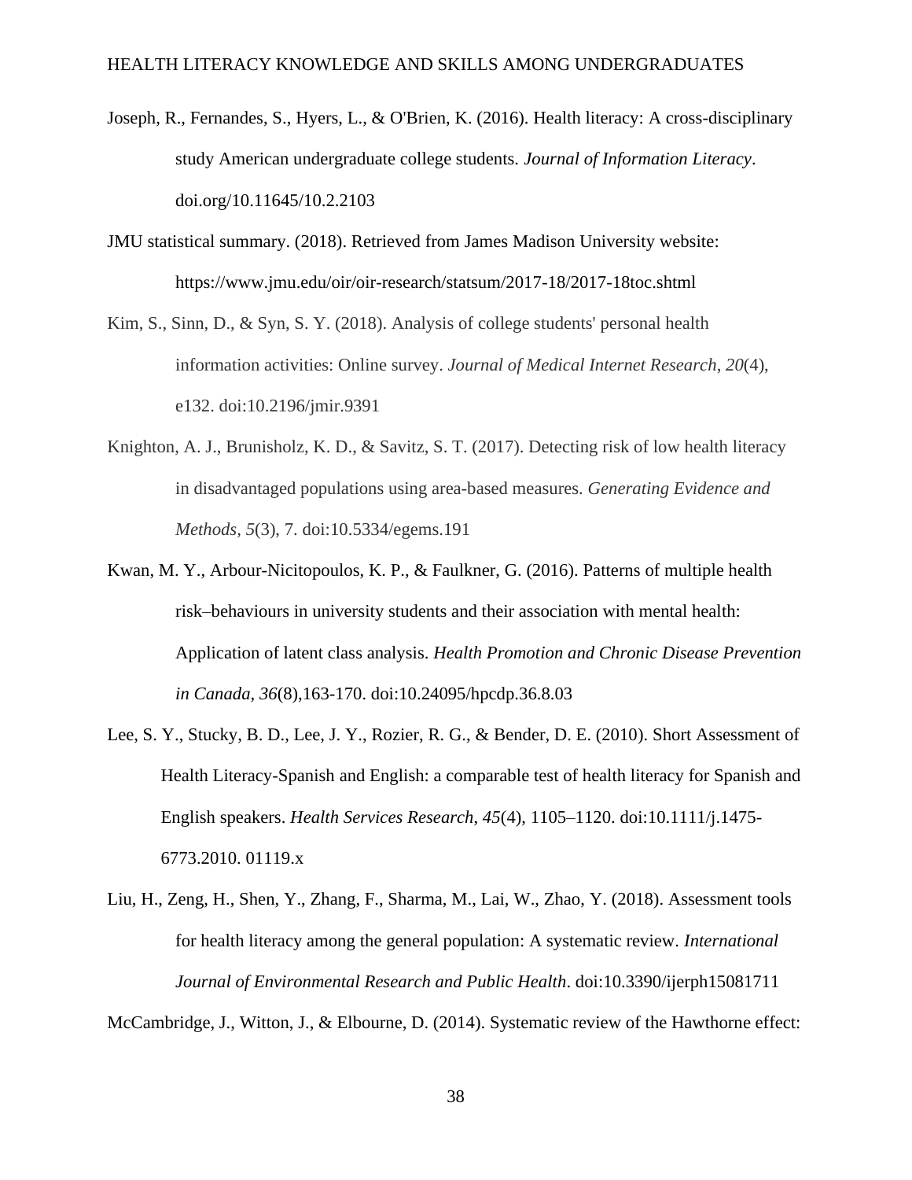Joseph, R., Fernandes, S., Hyers, L., & O'Brien, K. (2016). Health literacy: A cross-disciplinary study American undergraduate college students. *Journal of Information Literacy*. doi.org/10.11645/10.2.2103

JMU statistical summary. (2018). Retrieved from James Madison University website: https://www.jmu.edu/oir/oir-research/statsum/2017-18/2017-18toc.shtml

Kim, S., Sinn, D., & Syn, S. Y. (2018). Analysis of college students' personal health information activities: Online survey. *Journal of Medical Internet Research*, *20*(4), e132. doi:10.2196/jmir.9391

Knighton, A. J., Brunisholz, K. D., & Savitz, S. T. (2017). Detecting risk of low health literacy in disadvantaged populations using area-based measures. *Generating Evidence and Methods*, *5*(3), 7. doi:10.5334/egems.191

Kwan, M. Y., Arbour-Nicitopoulos, K. P., & Faulkner, G. (2016). Patterns of multiple health risk–behaviours in university students and their association with mental health: Application of latent class analysis. *Health Promotion and Chronic Disease Prevention in Canada*, *36*(8),163-170. doi:10.24095/hpcdp.36.8.03

Lee, S. Y., Stucky, B. D., Lee, J. Y., Rozier, R. G., & Bender, D. E. (2010). Short Assessment of Health Literacy-Spanish and English: a comparable test of health literacy for Spanish and English speakers. *Health Services Research*, *45*(4), 1105–1120. doi:10.1111/j.1475-6773.2010. 01119.x

Liu, H., Zeng, H., Shen, Y., Zhang, F., Sharma, M., Lai, W., Zhao, Y. (2018). Assessment tools for health literacy among the general population: A systematic review. *International Journal of Environmental Research and Public Health*. doi:10.3390/ijerph15081711

McCambridge, J., Witton, J., & Elbourne, D. (2014). Systematic review of the Hawthorne effect: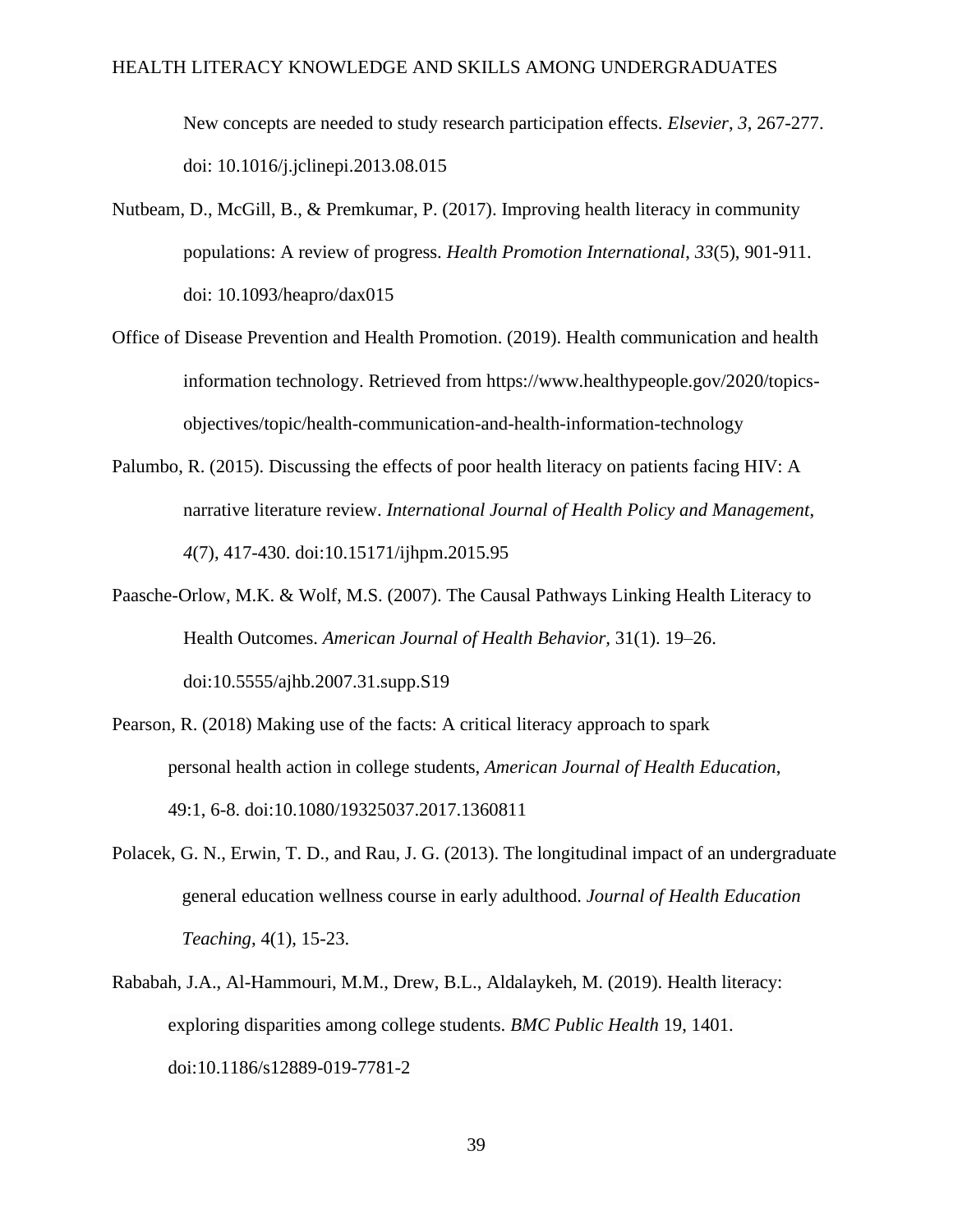New concepts are needed to study research participation effects. *Elsevier*, *3*, 267-277. doi: 10.1016/j.jclinepi.2013.08.015

Nutbeam, D., McGill, B., & Premkumar, P. (2017). Improving health literacy in community populations: A review of progress. *Health Promotion International*, *33*(5), 901-911. doi: 10.1093/heapro/dax015

Office of Disease Prevention and Health Promotion. (2019). Health communication and health information technology. Retrieved from https://www.healthypeople.gov/2020/topics-objectives/topic/health-communication-and-health-information-technology

Palumbo, R. (2015). Discussing the effects of poor health literacy on patients facing HIV: A narrative literature review. *International Journal of Health Policy and Management*, *4*(7), 417-430. doi:10.15171/ijhpm.2015.95

Paasche-Orlow, M.K. & Wolf, M.S. (2007). The Causal Pathways Linking Health Literacy to Health Outcomes. *American Journal of Health Behavior,* 31(1). 19–26. doi:10.5555/ajhb.2007.31.supp.S19

Pearson, R. (2018) Making use of the facts: A critical literacy approach to spark personal health action in college students, *American Journal of Health Education*, 49:1, 6-8. doi:10.1080/19325037.2017.1360811

Polacek, G. N., Erwin, T. D., and Rau, J. G. (2013). The longitudinal impact of an undergraduate general education wellness course in early adulthood. *Journal of Health Education Teaching*, 4(1), 15-23.

Rababah, J.A., Al-Hammouri, M.M., Drew, B.L., Aldalaykeh, M. (2019). Health literacy: exploring disparities among college students. *BMC Public Health* 19, 1401. doi:10.1186/s12889-019-7781-2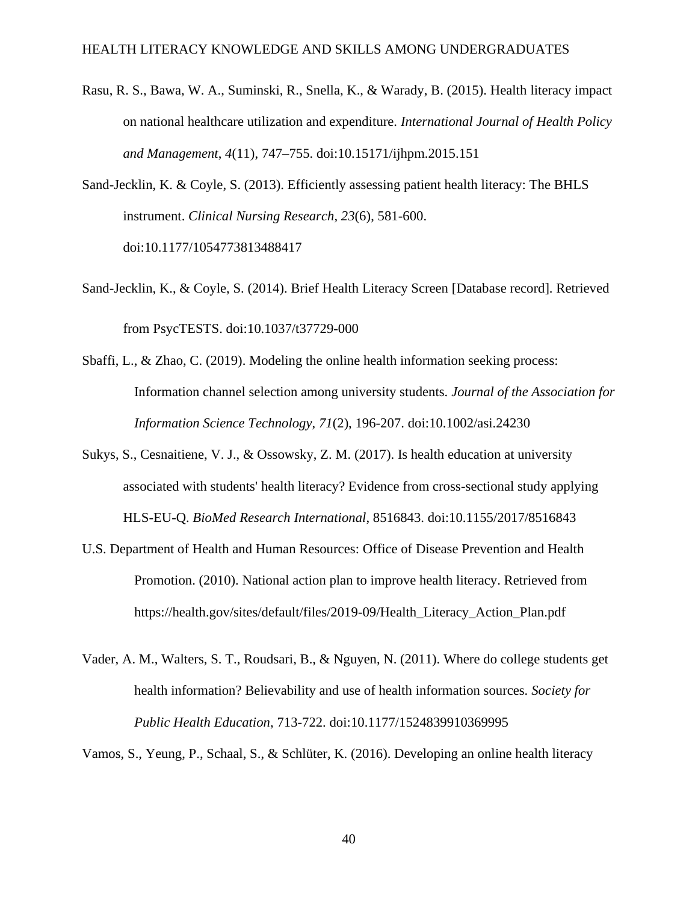Rasu, R. S., Bawa, W. A., Suminski, R., Snella, K., & Warady, B. (2015). Health literacy impact on national healthcare utilization and expenditure. *International Journal of Health Policy and Management*, *4*(11), 747–755. doi:10.15171/ijhpm.2015.151

Sand-Jecklin, K. & Coyle, S. (2013). Efficiently assessing patient health literacy: The BHLS instrument. *Clinical Nursing Research*, *23*(6), 581-600. doi:10.1177/1054773813488417

Sand-Jecklin, K., & Coyle, S. (2014). Brief Health Literacy Screen [Database record]. Retrieved from PsycTESTS. doi:10.1037/t37729-000

Sbaffi, L., & Zhao, C. (2019). Modeling the online health information seeking process: Information channel selection among university students. *Journal of the Association for Information Science Technology*, *71*(2), 196-207. doi:10.1002/asi.24230

Sukys, S., Cesnaitiene, V. J., & Ossowsky, Z. M. (2017). Is health education at university associated with students' health literacy? Evidence from cross-sectional study applying HLS-EU-Q. *BioMed Research International*, 8516843. doi:10.1155/2017/8516843

U.S. Department of Health and Human Resources: Office of Disease Prevention and Health Promotion. (2010). National action plan to improve health literacy. Retrieved from https://health.gov/sites/default/files/2019-09/Health_Literacy_Action_Plan.pdf

Vader, A. M., Walters, S. T., Roudsari, B., & Nguyen, N. (2011). Where do college students get health information? Believability and use of health information sources. *Society for Public Health Education*, 713-722. doi:10.1177/1524839910369995

Vamos, S., Yeung, P., Schaal, S., & Schlüter, K. (2016). Developing an online health literacy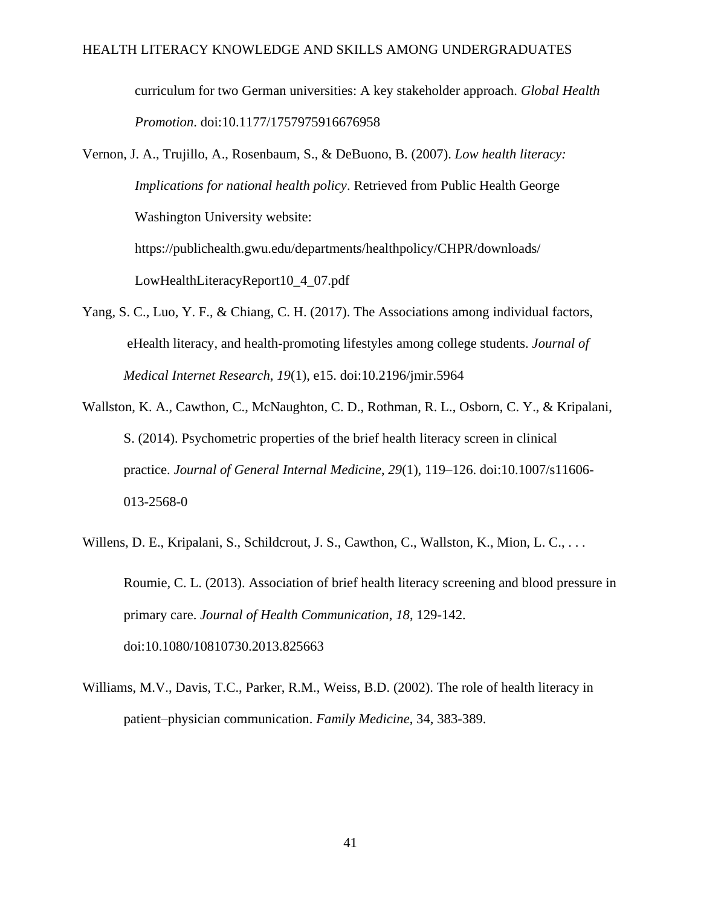curriculum for two German universities: A key stakeholder approach. *Global Health Promotion*. doi:10.1177/1757975916676958

Vernon, J. A., Trujillo, A., Rosenbaum, S., & DeBuono, B. (2007). *Low health literacy: Implications for national health policy*. Retrieved from Public Health George Washington University website: https://publichealth.gwu.edu/departments/healthpolicy/CHPR/downloads/LowHealthLiteracyReport10_4_07.pdf

Yang, S. C., Luo, Y. F., & Chiang, C. H. (2017). The Associations among individual factors, eHealth literacy, and health-promoting lifestyles among college students. *Journal of Medical Internet Research*, *19*(1), e15. doi:10.2196/jmir.5964

Wallston, K. A., Cawthon, C., McNaughton, C. D., Rothman, R. L., Osborn, C. Y., & Kripalani, S. (2014). Psychometric properties of the brief health literacy screen in clinical practice. *Journal of General Internal Medicine*, *29*(1), 119–126. doi:10.1007/s11606-013-2568-0

Willens, D. E., Kripalani, S., Schildcrout, J. S., Cawthon, C., Wallston, K., Mion, L. C., . . . Roumie, C. L. (2013). Association of brief health literacy screening and blood pressure in primary care. *Journal of Health Communication*, *18*, 129-142. doi:10.1080/10810730.2013.825663

Williams, M.V., Davis, T.C., Parker, R.M., Weiss, B.D. (2002). The role of health literacy in patient–physician communication. *Family Medicine*, 34, 383-389.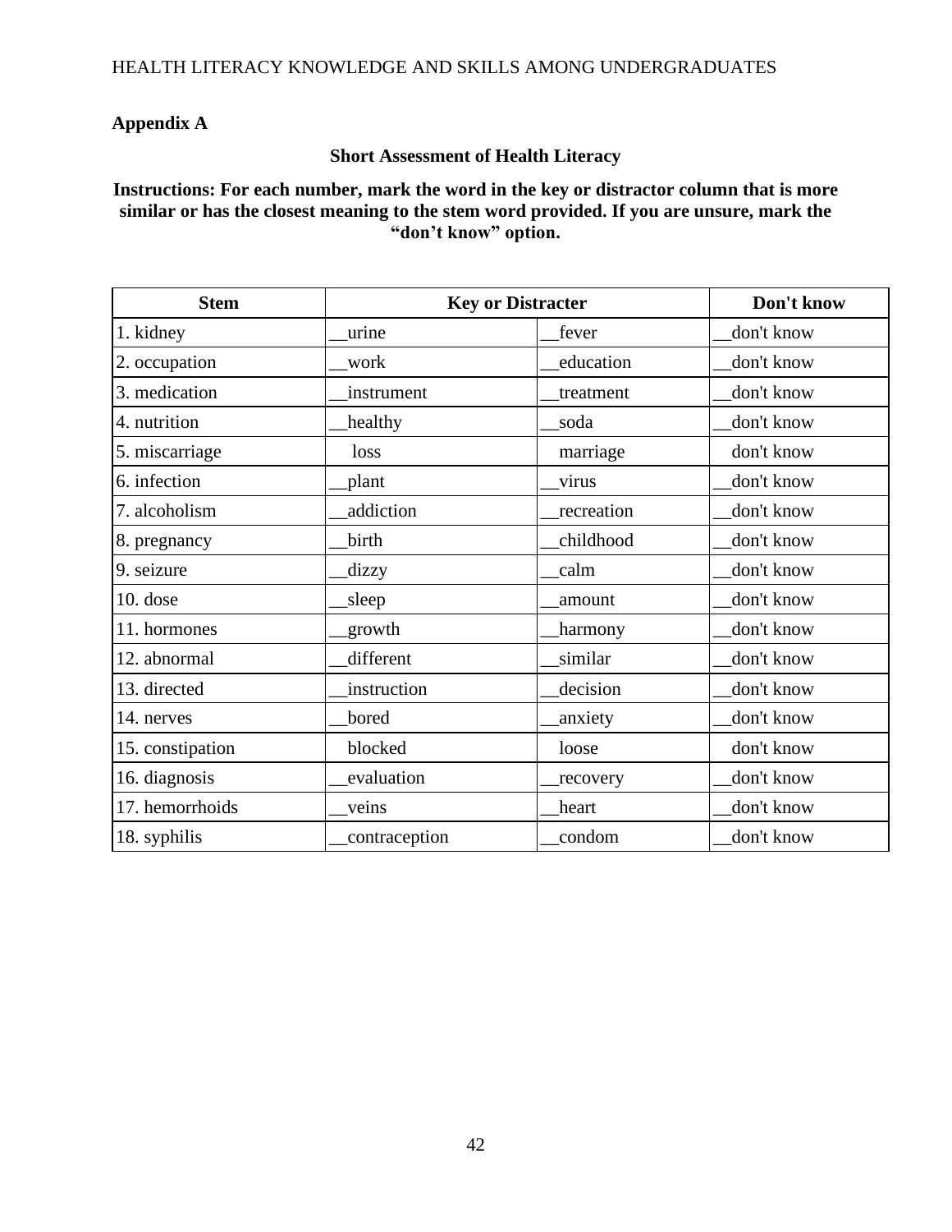## Appendix A

### Short Assessment of Health Literacy

**Instructions: For each number, mark the word in the key or distractor column that is more similar or has the closest meaning to the stem word provided. If you are unsure, mark the "don't know" option.**

| Stem | Key or Distracter | | Don't know |
|---|---|---|---|
| 1. kidney | __urine | __fever | __don't know |
| 2. occupation | __work | __education | __don't know |
| 3. medication | __instrument | __treatment | __don't know |
| 4. nutrition | __healthy | __soda | __don't know |
| 5. miscarriage | loss | marriage | don't know |
| 6. infection | __plant | __virus | __don't know |
| 7. alcoholism | __addiction | __recreation | __don't know |
| 8. pregnancy | __birth | __childhood | __don't know |
| 9. seizure | __dizzy | __calm | __don't know |
| 10. dose | __sleep | __amount | __don't know |
| 11. hormones | __growth | __harmony | __don't know |
| 12. abnormal | __different | __similar | __don't know |
| 13. directed | __instruction | __decision | __don't know |
| 14. nerves | __bored | __anxiety | __don't know |
| 15. constipation | blocked | loose | don't know |
| 16. diagnosis | __evaluation | __recovery | __don't know |
| 17. hemorrhoids | __veins | __heart | __don't know |
| 18. syphilis | __contraception | __condom | __don't know |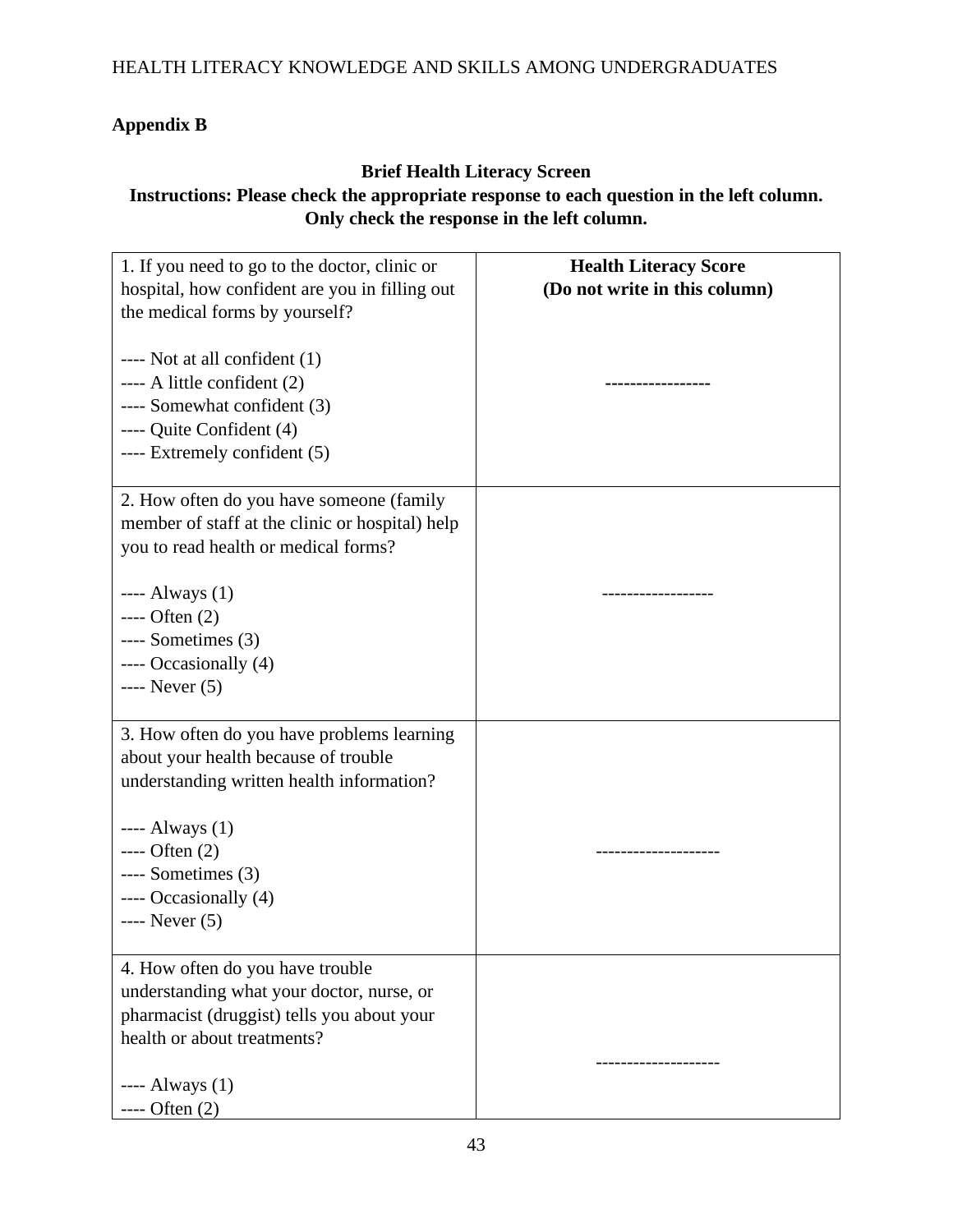## Appendix B

**Brief Health Literacy Screen**

**Instructions: Please check the appropriate response to each question in the left column. Only check the response in the left column.**

| 1. If you need to go to the doctor, clinic or hospital, how confident are you in filling out the medical forms by yourself?<br><br>---- Not at all confident (1)<br>---- A little confident (2)<br>---- Somewhat confident (3)<br>---- Quite Confident (4)<br>---- Extremely confident (5) | **Health Literacy Score (Do not write in this column)**<br><br>----------------- |
|---|---|
| 2. How often do you have someone (family member of staff at the clinic or hospital) help you to read health or medical forms?<br><br>---- Always (1)<br>---- Often (2)<br>---- Sometimes (3)<br>---- Occasionally (4)<br>---- Never (5) | ------------------ |
| 3. How often do you have problems learning about your health because of trouble understanding written health information?<br><br>---- Always (1)<br>---- Often (2)<br>---- Sometimes (3)<br>---- Occasionally (4)<br>---- Never (5) | -------------------- |
| 4. How often do you have trouble understanding what your doctor, nurse, or pharmacist (druggist) tells you about your health or about treatments?<br><br>---- Always (1)<br>---- Often (2) | -------------------- |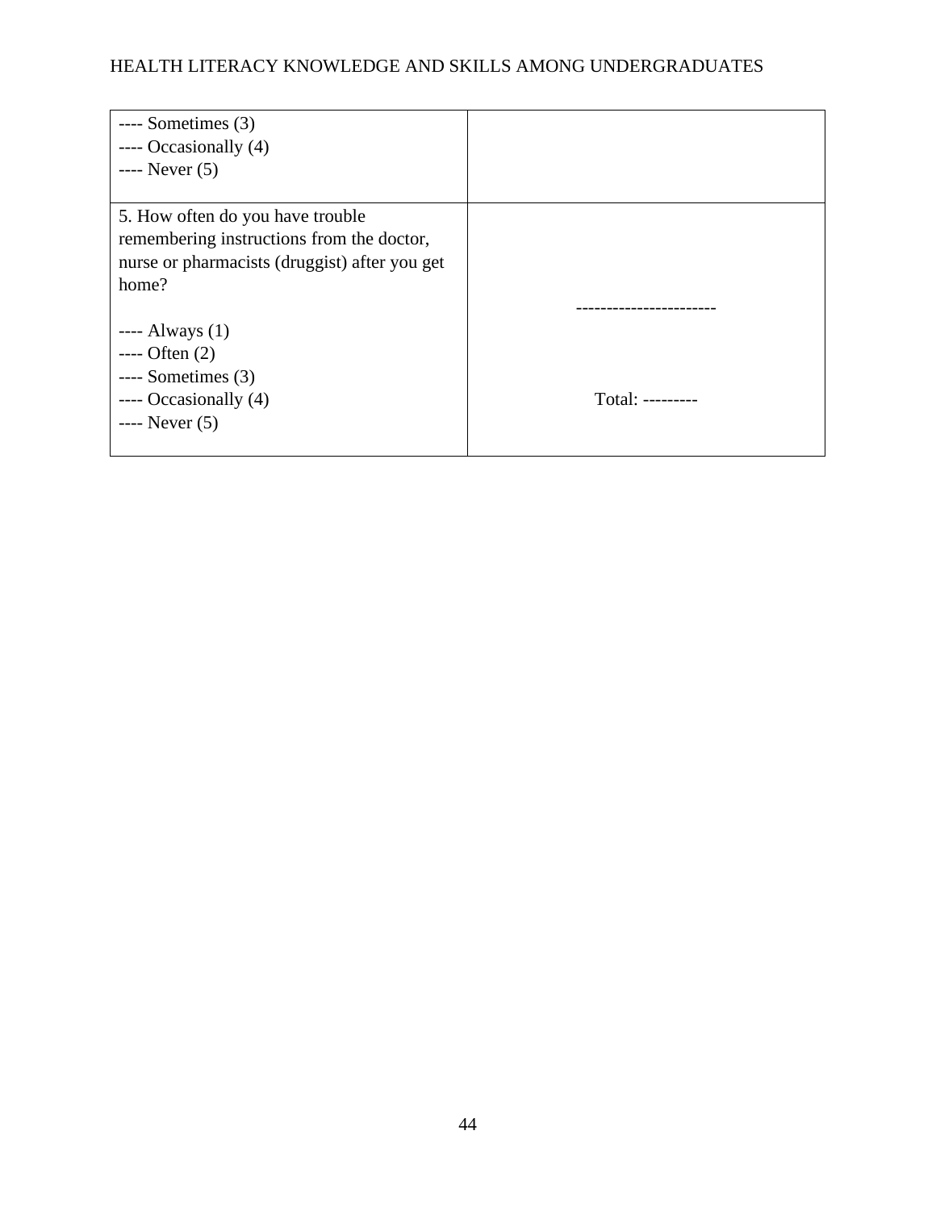| | |
|---|---|
| ---- Sometimes (3)<br>---- Occasionally (4)<br>---- Never (5) | |
| 5. How often do you have trouble remembering instructions from the doctor, nurse or pharmacists (druggist) after you get home?<br><br>---- Always (1)<br>---- Often (2)<br>---- Sometimes (3)<br>---- Occasionally (4)<br>---- Never (5) | -----------------------<br><br>Total: --------- |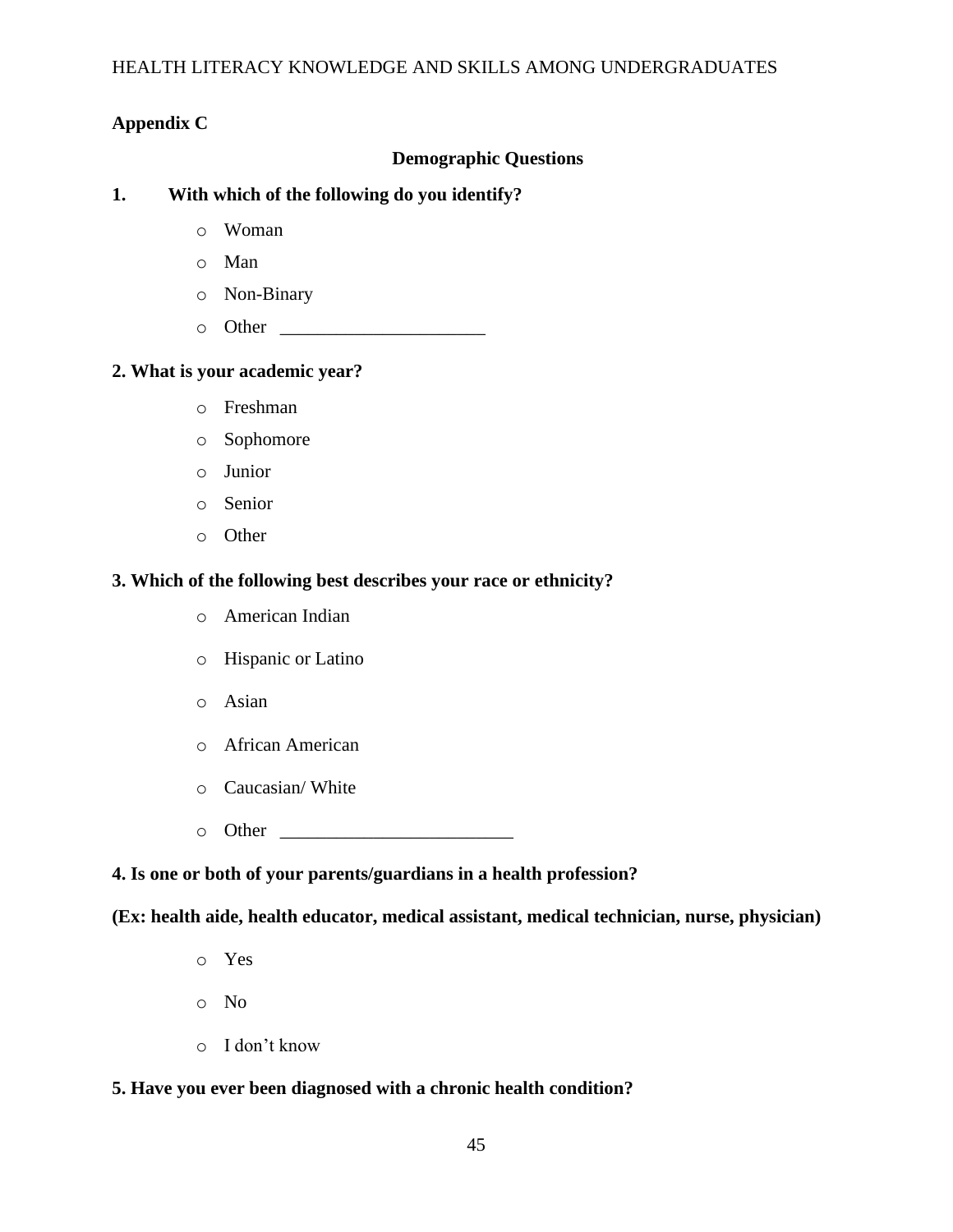**Appendix C**

**Demographic Questions**

**1. With which of the following do you identify?**

- Woman
- Man
- Non-Binary
- Other ______________________

**2. What is your academic year?**

- Freshman
- Sophomore
- Junior
- Senior
- Other

**3. Which of the following best describes your race or ethnicity?**

- American Indian
- Hispanic or Latino
- Asian
- African American
- Caucasian/ White
- Other _________________________

**4. Is one or both of your parents/guardians in a health profession?**

**(Ex: health aide, health educator, medical assistant, medical technician, nurse, physician)**

- Yes
- No
- I don't know

**5. Have you ever been diagnosed with a chronic health condition?**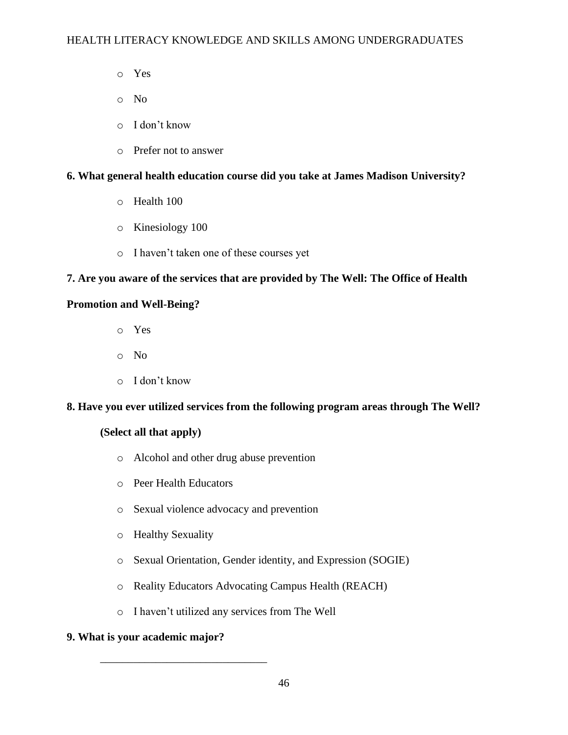- Yes
- No
- I don't know
- Prefer not to answer

**6. What general health education course did you take at James Madison University?**

- Health 100
- Kinesiology 100
- I haven't taken one of these courses yet

**7. Are you aware of the services that are provided by The Well: The Office of Health Promotion and Well-Being?**

- Yes
- No
- I don't know

**8. Have you ever utilized services from the following program areas through The Well? (Select all that apply)**

- Alcohol and other drug abuse prevention
- Peer Health Educators
- Sexual violence advocacy and prevention
- Healthy Sexuality
- Sexual Orientation, Gender identity, and Expression (SOGIE)
- Reality Educators Advocating Campus Health (REACH)
- I haven't utilized any services from The Well

**9. What is your academic major?**

______________________________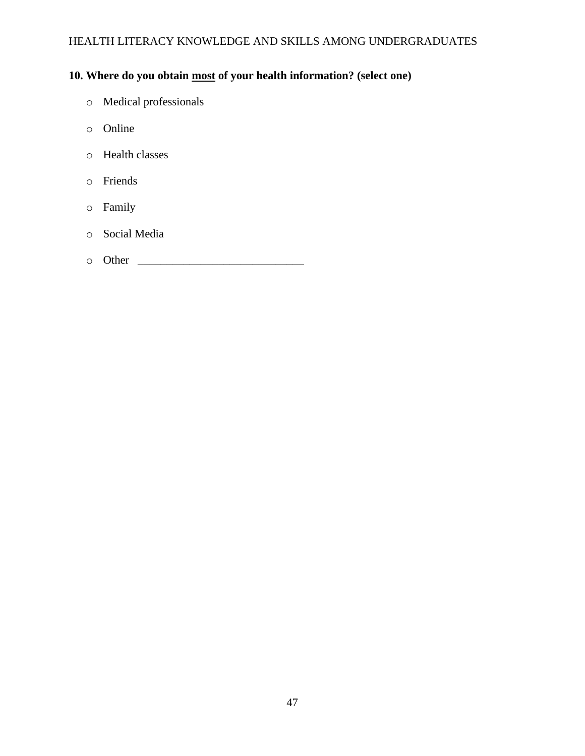**10. Where do you obtain <u>most</u> of your health information? (select one)**

- Medical professionals
- Online
- Health classes
- Friends
- Family
- Social Media
- Other ______________________________